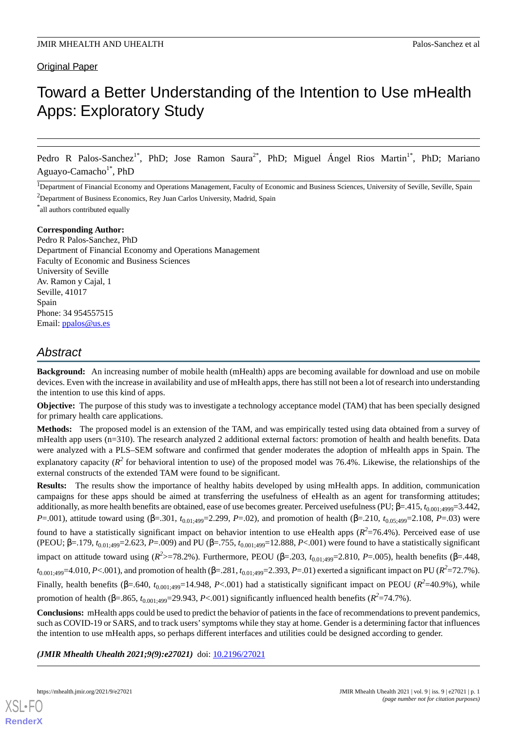Original Paper

# Toward a Better Understanding of the Intention to Use mHealth Apps: Exploratory Study

Pedro R Palos-Sanchez[1*], PhD; Jose Ramon Saura[2*], PhD; Miguel Ángel Rios Martin[1*], PhD; Mariano Aguayo-Camacho[1*], PhD

[1]Department of Financial Economy and Operations Management, Faculty of Economic and Business Sciences, University of Seville, Seville, Spain

[2]Department of Business Economics, Rey Juan Carlos University, Madrid, Spain

[*]all authors contributed equally

**Corresponding Author:**
Pedro R Palos-Sanchez, PhD
Department of Financial Economy and Operations Management
Faculty of Economic and Business Sciences
University of Seville
Av. Ramon y Cajal, 1
Seville, 41017
Spain
Phone: 34 954557515
Email: ppalos@us.es

## Abstract

**Background:** An increasing number of mobile health (mHealth) apps are becoming available for download and use on mobile devices. Even with the increase in availability and use of mHealth apps, there has still not been a lot of research into understanding the intention to use this kind of apps.

**Objective:** The purpose of this study was to investigate a technology acceptance model (TAM) that has been specially designed for primary health care applications.

**Methods:** The proposed model is an extension of the TAM, and was empirically tested using data obtained from a survey of mHealth app users (n=310). The research analyzed 2 additional external factors: promotion of health and health benefits. Data were analyzed with a PLS–SEM software and confirmed that gender moderates the adoption of mHealth apps in Spain. The explanatory capacity ($R^2$ for behavioral intention to use) of the proposed model was 76.4%. Likewise, the relationships of the external constructs of the extended TAM were found to be significant.

**Results:** The results show the importance of healthy habits developed by using mHealth apps. In addition, communication campaigns for these apps should be aimed at transferring the usefulness of eHealth as an agent for transforming attitudes; additionally, as more health benefits are obtained, ease of use becomes greater. Perceived usefulness (PU; β=.415, $t_{0.001;4999}$=3.442, *P*=.001), attitude toward using (β=.301, $t_{0.01;499}$=2.299, *P*=.02), and promotion of health (β=.210, $t_{0.05;499}$=2.108, *P*=.03) were found to have a statistically significant impact on behavior intention to use eHealth apps ($R^2$=76.4%). Perceived ease of use (PEOU; β=.179, $t_{0.01;499}$=2.623, *P*=.009) and PU (β=.755, $t_{0.001;499}$=12.888, *P*<.001) were found to have a statistically significant impact on attitude toward using ($R^2$>=78.2%). Furthermore, PEOU (β=.203, $t_{0.01;499}$=2.810, *P*=.005), health benefits (β=.448, $t_{0.001;499}$=4.010, *P*<.001), and promotion of health (β=.281, $t_{0.01;499}$=2.393, *P*=.01) exerted a significant impact on PU ($R^2$=72.7%). Finally, health benefits (β=.640, $t_{0.001;499}$=14.948, *P*<.001) had a statistically significant impact on PEOU ($R^2$=40.9%), while promotion of health (β=.865, $t_{0.001;499}$=29.943, *P*<.001) significantly influenced health benefits ($R^2$=74.7%).

**Conclusions:** mHealth apps could be used to predict the behavior of patients in the face of recommendations to prevent pandemics, such as COVID-19 or SARS, and to track users' symptoms while they stay at home. Gender is a determining factor that influences the intention to use mHealth apps, so perhaps different interfaces and utilities could be designed according to gender.

***(JMIR Mhealth Uhealth 2021;9(9):e27021)*** doi: 10.2196/27021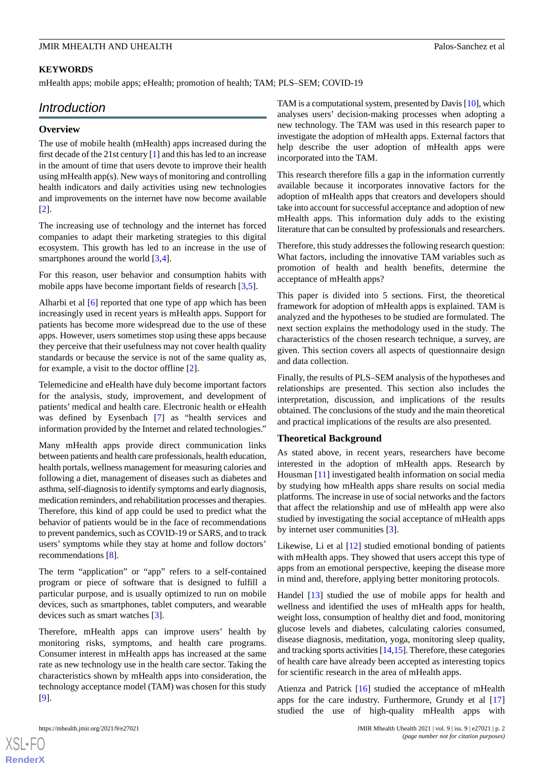**KEYWORDS**

mHealth apps; mobile apps; eHealth; promotion of health; TAM; PLS–SEM; COVID-19

## Introduction

### Overview

The use of mobile health (mHealth) apps increased during the first decade of the 21st century [1] and this has led to an increase in the amount of time that users devote to improve their health using mHealth app(s). New ways of monitoring and controlling health indicators and daily activities using new technologies and improvements on the internet have now become available [2].

The increasing use of technology and the internet has forced companies to adapt their marketing strategies to this digital ecosystem. This growth has led to an increase in the use of smartphones around the world [3,4].

For this reason, user behavior and consumption habits with mobile apps have become important fields of research [3,5].

Alharbi et al [6] reported that one type of app which has been increasingly used in recent years is mHealth apps. Support for patients has become more widespread due to the use of these apps. However, users sometimes stop using these apps because they perceive that their usefulness may not cover health quality standards or because the service is not of the same quality as, for example, a visit to the doctor offline [2].

Telemedicine and eHealth have duly become important factors for the analysis, study, improvement, and development of patients' medical and health care. Electronic health or eHealth was defined by Eysenbach [7] as "health services and information provided by the Internet and related technologies."

Many mHealth apps provide direct communication links between patients and health care professionals, health education, health portals, wellness management for measuring calories and following a diet, management of diseases such as diabetes and asthma, self-diagnosis to identify symptoms and early diagnosis, medication reminders, and rehabilitation processes and therapies. Therefore, this kind of app could be used to predict what the behavior of patients would be in the face of recommendations to prevent pandemics, such as COVID-19 or SARS, and to track users' symptoms while they stay at home and follow doctors' recommendations [8].

The term "application" or "app" refers to a self-contained program or piece of software that is designed to fulfill a particular purpose, and is usually optimized to run on mobile devices, such as smartphones, tablet computers, and wearable devices such as smart watches [3].

Therefore, mHealth apps can improve users' health by monitoring risks, symptoms, and health care programs. Consumer interest in mHealth apps has increased at the same rate as new technology use in the health care sector. Taking the characteristics shown by mHealth apps into consideration, the technology acceptance model (TAM) was chosen for this study [9].

TAM is a computational system, presented by Davis [10], which analyses users' decision-making processes when adopting a new technology. The TAM was used in this research paper to investigate the adoption of mHealth apps. External factors that help describe the user adoption of mHealth apps were incorporated into the TAM.

This research therefore fills a gap in the information currently available because it incorporates innovative factors for the adoption of mHealth apps that creators and developers should take into account for successful acceptance and adoption of new mHealth apps. This information duly adds to the existing literature that can be consulted by professionals and researchers.

Therefore, this study addresses the following research question: What factors, including the innovative TAM variables such as promotion of health and health benefits, determine the acceptance of mHealth apps?

This paper is divided into 5 sections. First, the theoretical framework for adoption of mHealth apps is explained. TAM is analyzed and the hypotheses to be studied are formulated. The next section explains the methodology used in the study. The characteristics of the chosen research technique, a survey, are given. This section covers all aspects of questionnaire design and data collection.

Finally, the results of PLS–SEM analysis of the hypotheses and relationships are presented. This section also includes the interpretation, discussion, and implications of the results obtained. The conclusions of the study and the main theoretical and practical implications of the results are also presented.

### Theoretical Background

As stated above, in recent years, researchers have become interested in the adoption of mHealth apps. Research by Housman [11] investigated health information on social media by studying how mHealth apps share results on social media platforms. The increase in use of social networks and the factors that affect the relationship and use of mHealth app were also studied by investigating the social acceptance of mHealth apps by internet user communities [3].

Likewise, Li et al [12] studied emotional bonding of patients with mHealth apps. They showed that users accept this type of apps from an emotional perspective, keeping the disease more in mind and, therefore, applying better monitoring protocols.

Handel [13] studied the use of mobile apps for health and wellness and identified the uses of mHealth apps for health, weight loss, consumption of healthy diet and food, monitoring glucose levels and diabetes, calculating calories consumed, disease diagnosis, meditation, yoga, monitoring sleep quality, and tracking sports activities [14,15]. Therefore, these categories of health care have already been accepted as interesting topics for scientific research in the area of mHealth apps.

Atienza and Patrick [16] studied the acceptance of mHealth apps for the care industry. Furthermore, Grundy et al [17] studied the use of high-quality mHealth apps with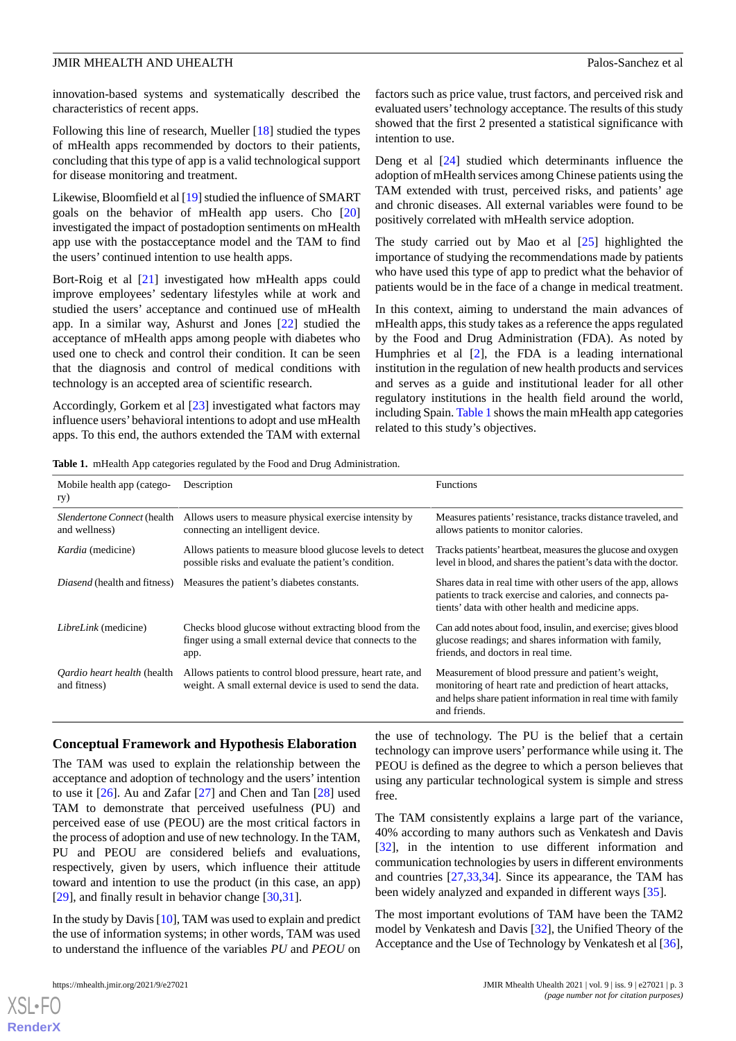innovation-based systems and systematically described the characteristics of recent apps.

Following this line of research, Mueller [18] studied the types of mHealth apps recommended by doctors to their patients, concluding that this type of app is a valid technological support for disease monitoring and treatment.

Likewise, Bloomfield et al [19] studied the influence of SMART goals on the behavior of mHealth app users. Cho [20] investigated the impact of postadoption sentiments on mHealth app use with the postacceptance model and the TAM to find the users' continued intention to use health apps.

Bort-Roig et al [21] investigated how mHealth apps could improve employees' sedentary lifestyles while at work and studied the users' acceptance and continued use of mHealth app. In a similar way, Ashurst and Jones [22] studied the acceptance of mHealth apps among people with diabetes who used one to check and control their condition. It can be seen that the diagnosis and control of medical conditions with technology is an accepted area of scientific research.

Accordingly, Gorkem et al [23] investigated what factors may influence users' behavioral intentions to adopt and use mHealth apps. To this end, the authors extended the TAM with external factors such as price value, trust factors, and perceived risk and evaluated users' technology acceptance. The results of this study showed that the first 2 presented a statistical significance with intention to use.

Deng et al [24] studied which determinants influence the adoption of mHealth services among Chinese patients using the TAM extended with trust, perceived risks, and patients' age and chronic diseases. All external variables were found to be positively correlated with mHealth service adoption.

The study carried out by Mao et al [25] highlighted the importance of studying the recommendations made by patients who have used this type of app to predict what the behavior of patients would be in the face of a change in medical treatment.

In this context, aiming to understand the main advances of mHealth apps, this study takes as a reference the apps regulated by the Food and Drug Administration (FDA). As noted by Humphries et al [2], the FDA is a leading international institution in the regulation of new health products and services and serves as a guide and institutional leader for all other regulatory institutions in the health field around the world, including Spain. Table 1 shows the main mHealth app categories related to this study's objectives.

**Table 1.** mHealth App categories regulated by the Food and Drug Administration.

| Mobile health app (category) | Description | Functions |
|---|---|---|
| *Slendertone Connect* (health and wellness) | Allows users to measure physical exercise intensity by connecting an intelligent device. | Measures patients' resistance, tracks distance traveled, and allows patients to monitor calories. |
| *Kardia* (medicine) | Allows patients to measure blood glucose levels to detect possible risks and evaluate the patient's condition. | Tracks patients' heartbeat, measures the glucose and oxygen level in blood, and shares the patient's data with the doctor. |
| *Diasend* (health and fitness) | Measures the patient's diabetes constants. | Shares data in real time with other users of the app, allows patients to track exercise and calories, and connects patients' data with other health and medicine apps. |
| *LibreLink* (medicine) | Checks blood glucose without extracting blood from the finger using a small external device that connects to the app. | Can add notes about food, insulin, and exercise; gives blood glucose readings; and shares information with family, friends, and doctors in real time. |
| *Qardio heart health* (health and fitness) | Allows patients to control blood pressure, heart rate, and weight. A small external device is used to send the data. | Measurement of blood pressure and patient's weight, monitoring of heart rate and prediction of heart attacks, and helps share patient information in real time with family and friends. |

## Conceptual Framework and Hypothesis Elaboration

The TAM was used to explain the relationship between the acceptance and adoption of technology and the users' intention to use it [26]. Au and Zafar [27] and Chen and Tan [28] used TAM to demonstrate that perceived usefulness (PU) and perceived ease of use (PEOU) are the most critical factors in the process of adoption and use of new technology. In the TAM, PU and PEOU are considered beliefs and evaluations, respectively, given by users, which influence their attitude toward and intention to use the product (in this case, an app) [29], and finally result in behavior change [30,31].

In the study by Davis [10], TAM was used to explain and predict the use of information systems; in other words, TAM was used to understand the influence of the variables *PU* and *PEOU* on the use of technology. The PU is the belief that a certain technology can improve users' performance while using it. The PEOU is defined as the degree to which a person believes that using any particular technological system is simple and stress free.

The TAM consistently explains a large part of the variance, 40% according to many authors such as Venkatesh and Davis [32], in the intention to use different information and communication technologies by users in different environments and countries [27,33,34]. Since its appearance, the TAM has been widely analyzed and expanded in different ways [35].

The most important evolutions of TAM have been the TAM2 model by Venkatesh and Davis [32], the Unified Theory of the Acceptance and the Use of Technology by Venkatesh et al [36],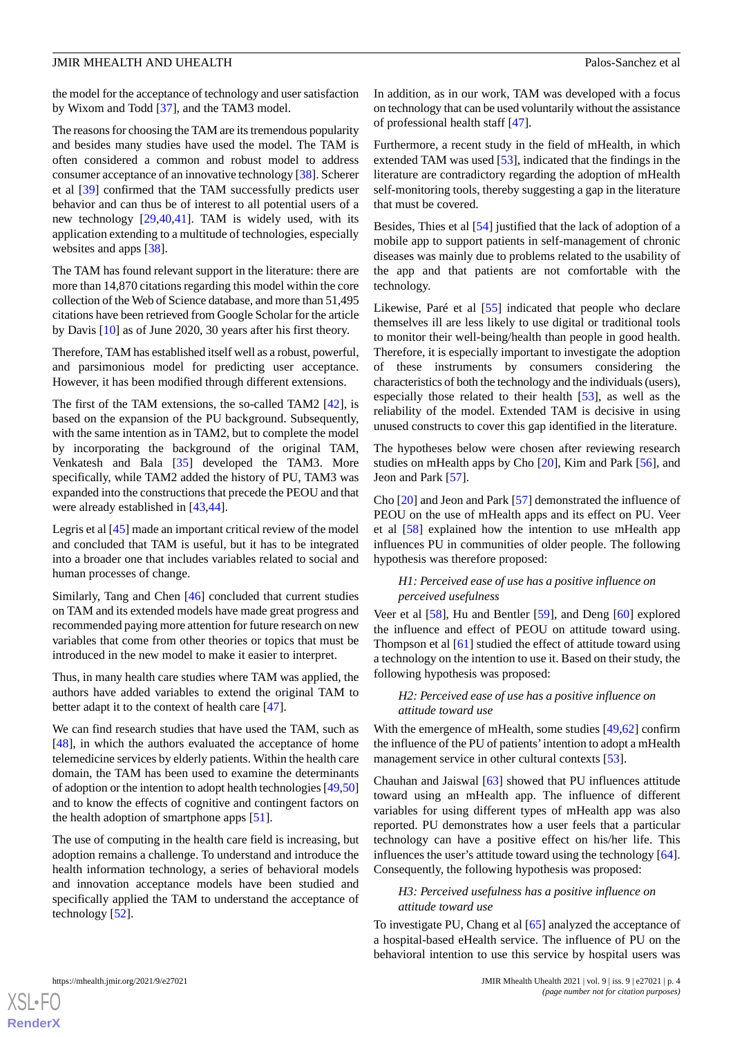the model for the acceptance of technology and user satisfaction by Wixom and Todd [37], and the TAM3 model.

The reasons for choosing the TAM are its tremendous popularity and besides many studies have used the model. The TAM is often considered a common and robust model to address consumer acceptance of an innovative technology [38]. Scherer et al [39] confirmed that the TAM successfully predicts user behavior and can thus be of interest to all potential users of a new technology [29,40,41]. TAM is widely used, with its application extending to a multitude of technologies, especially websites and apps [38].

The TAM has found relevant support in the literature: there are more than 14,870 citations regarding this model within the core collection of the Web of Science database, and more than 51,495 citations have been retrieved from Google Scholar for the article by Davis [10] as of June 2020, 30 years after his first theory.

Therefore, TAM has established itself well as a robust, powerful, and parsimonious model for predicting user acceptance. However, it has been modified through different extensions.

The first of the TAM extensions, the so-called TAM2 [42], is based on the expansion of the PU background. Subsequently, with the same intention as in TAM2, but to complete the model by incorporating the background of the original TAM, Venkatesh and Bala [35] developed the TAM3. More specifically, while TAM2 added the history of PU, TAM3 was expanded into the constructions that precede the PEOU and that were already established in [43,44].

Legris et al [45] made an important critical review of the model and concluded that TAM is useful, but it has to be integrated into a broader one that includes variables related to social and human processes of change.

Similarly, Tang and Chen [46] concluded that current studies on TAM and its extended models have made great progress and recommended paying more attention for future research on new variables that come from other theories or topics that must be introduced in the new model to make it easier to interpret.

Thus, in many health care studies where TAM was applied, the authors have added variables to extend the original TAM to better adapt it to the context of health care [47].

We can find research studies that have used the TAM, such as [48], in which the authors evaluated the acceptance of home telemedicine services by elderly patients. Within the health care domain, the TAM has been used to examine the determinants of adoption or the intention to adopt health technologies [49,50] and to know the effects of cognitive and contingent factors on the health adoption of smartphone apps [51].

The use of computing in the health care field is increasing, but adoption remains a challenge. To understand and introduce the health information technology, a series of behavioral models and innovation acceptance models have been studied and specifically applied the TAM to understand the acceptance of technology [52].

In addition, as in our work, TAM was developed with a focus on technology that can be used voluntarily without the assistance of professional health staff [47].

Furthermore, a recent study in the field of mHealth, in which extended TAM was used [53], indicated that the findings in the literature are contradictory regarding the adoption of mHealth self-monitoring tools, thereby suggesting a gap in the literature that must be covered.

Besides, Thies et al [54] justified that the lack of adoption of a mobile app to support patients in self-management of chronic diseases was mainly due to problems related to the usability of the app and that patients are not comfortable with the technology.

Likewise, Paré et al [55] indicated that people who declare themselves ill are less likely to use digital or traditional tools to monitor their well-being/health than people in good health. Therefore, it is especially important to investigate the adoption of these instruments by consumers considering the characteristics of both the technology and the individuals (users), especially those related to their health [53], as well as the reliability of the model. Extended TAM is decisive in using unused constructs to cover this gap identified in the literature.

The hypotheses below were chosen after reviewing research studies on mHealth apps by Cho [20], Kim and Park [56], and Jeon and Park [57].

Cho [20] and Jeon and Park [57] demonstrated the influence of PEOU on the use of mHealth apps and its effect on PU. Veer et al [58] explained how the intention to use mHealth app influences PU in communities of older people. The following hypothesis was therefore proposed:

> *H1: Perceived ease of use has a positive influence on perceived usefulness*

Veer et al [58], Hu and Bentler [59], and Deng [60] explored the influence and effect of PEOU on attitude toward using. Thompson et al [61] studied the effect of attitude toward using a technology on the intention to use it. Based on their study, the following hypothesis was proposed:

> *H2: Perceived ease of use has a positive influence on attitude toward use*

With the emergence of mHealth, some studies [49,62] confirm the influence of the PU of patients' intention to adopt a mHealth management service in other cultural contexts [53].

Chauhan and Jaiswal [63] showed that PU influences attitude toward using an mHealth app. The influence of different variables for using different types of mHealth app was also reported. PU demonstrates how a user feels that a particular technology can have a positive effect on his/her life. This influences the user's attitude toward using the technology [64]. Consequently, the following hypothesis was proposed:

> *H3: Perceived usefulness has a positive influence on attitude toward use*

To investigate PU, Chang et al [65] analyzed the acceptance of a hospital-based eHealth service. The influence of PU on the behavioral intention to use this service by hospital users was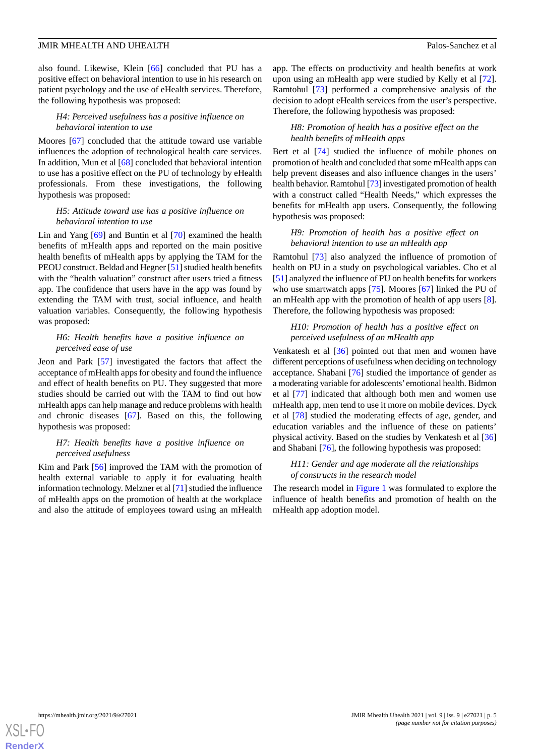also found. Likewise, Klein [66] concluded that PU has a positive effect on behavioral intention to use in his research on patient psychology and the use of eHealth services. Therefore, the following hypothesis was proposed:

> *H4: Perceived usefulness has a positive influence on behavioral intention to use*

Moores [67] concluded that the attitude toward use variable influences the adoption of technological health care services. In addition, Mun et al [68] concluded that behavioral intention to use has a positive effect on the PU of technology by eHealth professionals. From these investigations, the following hypothesis was proposed:

> *H5: Attitude toward use has a positive influence on behavioral intention to use*

Lin and Yang [69] and Buntin et al [70] examined the health benefits of mHealth apps and reported on the main positive health benefits of mHealth apps by applying the TAM for the PEOU construct. Beldad and Hegner [51] studied health benefits with the "health valuation" construct after users tried a fitness app. The confidence that users have in the app was found by extending the TAM with trust, social influence, and health valuation variables. Consequently, the following hypothesis was proposed:

> *H6: Health benefits have a positive influence on perceived ease of use*

Jeon and Park [57] investigated the factors that affect the acceptance of mHealth apps for obesity and found the influence and effect of health benefits on PU. They suggested that more studies should be carried out with the TAM to find out how mHealth apps can help manage and reduce problems with health and chronic diseases [67]. Based on this, the following hypothesis was proposed:

> *H7: Health benefits have a positive influence on perceived usefulness*

Kim and Park [56] improved the TAM with the promotion of health external variable to apply it for evaluating health information technology. Melzner et al [71] studied the influence of mHealth apps on the promotion of health at the workplace and also the attitude of employees toward using an mHealth app. The effects on productivity and health benefits at work upon using an mHealth app were studied by Kelly et al [72]. Ramtohul [73] performed a comprehensive analysis of the decision to adopt eHealth services from the user's perspective. Therefore, the following hypothesis was proposed:

> *H8: Promotion of health has a positive effect on the health benefits of mHealth apps*

Bert et al [74] studied the influence of mobile phones on promotion of health and concluded that some mHealth apps can help prevent diseases and also influence changes in the users' health behavior. Ramtohul [73] investigated promotion of health with a construct called "Health Needs," which expresses the benefits for mHealth app users. Consequently, the following hypothesis was proposed:

> *H9: Promotion of health has a positive effect on behavioral intention to use an mHealth app*

Ramtohul [73] also analyzed the influence of promotion of health on PU in a study on psychological variables. Cho et al [51] analyzed the influence of PU on health benefits for workers who use smartwatch apps [75]. Moores [67] linked the PU of an mHealth app with the promotion of health of app users [8]. Therefore, the following hypothesis was proposed:

> *H10: Promotion of health has a positive effect on perceived usefulness of an mHealth app*

Venkatesh et al [36] pointed out that men and women have different perceptions of usefulness when deciding on technology acceptance. Shabani [76] studied the importance of gender as a moderating variable for adolescents' emotional health. Bidmon et al [77] indicated that although both men and women use mHealth app, men tend to use it more on mobile devices. Dyck et al [78] studied the moderating effects of age, gender, and education variables and the influence of these on patients' physical activity. Based on the studies by Venkatesh et al [36] and Shabani [76], the following hypothesis was proposed:

> *H11: Gender and age moderate all the relationships of constructs in the research model*

The research model in Figure 1 was formulated to explore the influence of health benefits and promotion of health on the mHealth app adoption model.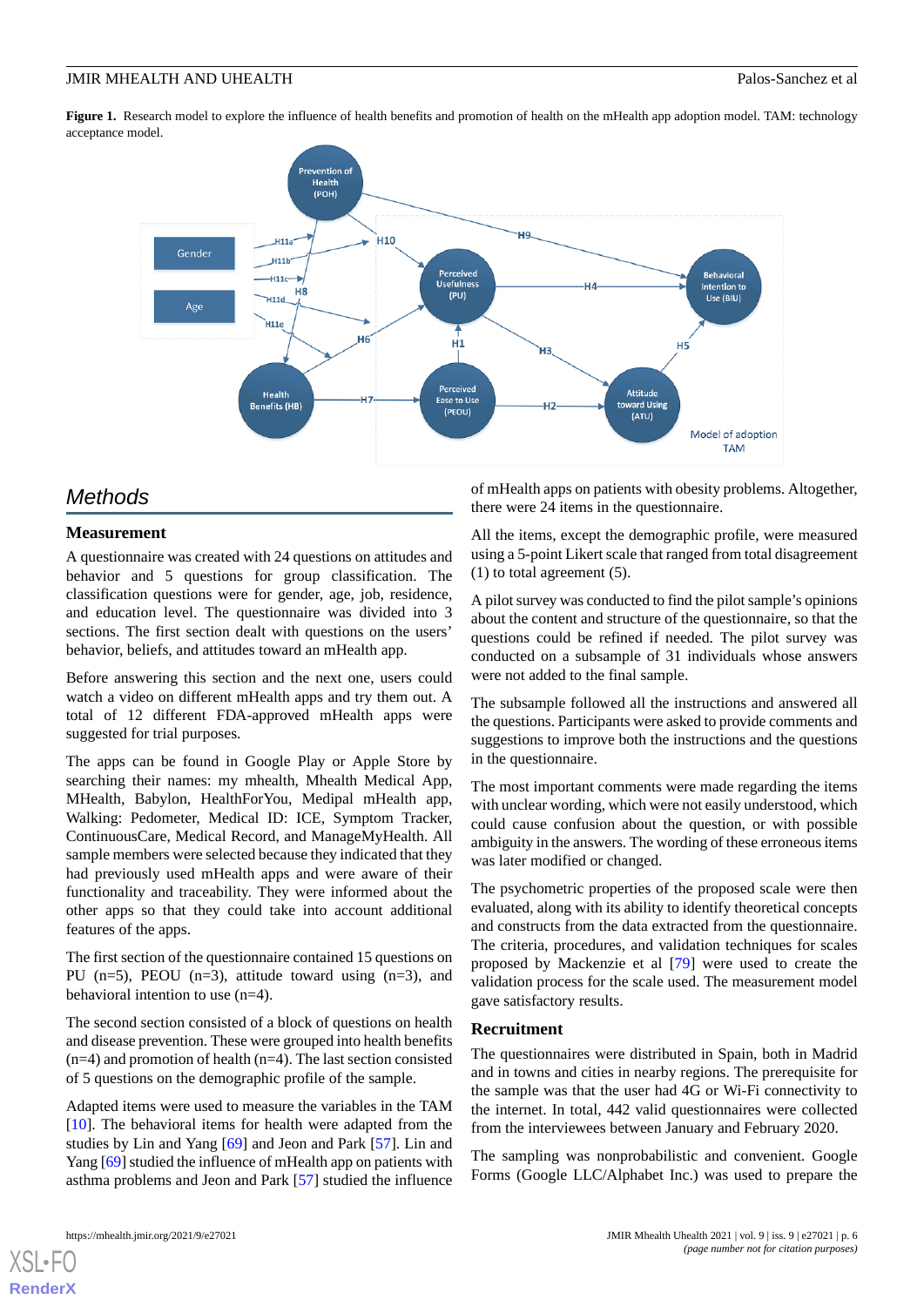**Figure 1.** Research model to explore the influence of health benefits and promotion of health on the mHealth app adoption model. TAM: technology acceptance model.

## Methods

### Measurement

A questionnaire was created with 24 questions on attitudes and behavior and 5 questions for group classification. The classification questions were for gender, age, job, residence, and education level. The questionnaire was divided into 3 sections. The first section dealt with questions on the users' behavior, beliefs, and attitudes toward an mHealth app.

Before answering this section and the next one, users could watch a video on different mHealth apps and try them out. A total of 12 different FDA-approved mHealth apps were suggested for trial purposes.

The apps can be found in Google Play or Apple Store by searching their names: my mhealth, Mhealth Medical App, MHealth, Babylon, HealthForYou, Medipal mHealth app, Walking: Pedometer, Medical ID: ICE, Symptom Tracker, ContinuousCare, Medical Record, and ManageMyHealth. All sample members were selected because they indicated that they had previously used mHealth apps and were aware of their functionality and traceability. They were informed about the other apps so that they could take into account additional features of the apps.

The first section of the questionnaire contained 15 questions on PU (n=5), PEOU (n=3), attitude toward using (n=3), and behavioral intention to use (n=4).

The second section consisted of a block of questions on health and disease prevention. These were grouped into health benefits (n=4) and promotion of health (n=4). The last section consisted of 5 questions on the demographic profile of the sample.

Adapted items were used to measure the variables in the TAM [10]. The behavioral items for health were adapted from the studies by Lin and Yang [69] and Jeon and Park [57]. Lin and Yang [69] studied the influence of mHealth app on patients with asthma problems and Jeon and Park [57] studied the influence of mHealth apps on patients with obesity problems. Altogether, there were 24 items in the questionnaire.

All the items, except the demographic profile, were measured using a 5-point Likert scale that ranged from total disagreement (1) to total agreement (5).

A pilot survey was conducted to find the pilot sample's opinions about the content and structure of the questionnaire, so that the questions could be refined if needed. The pilot survey was conducted on a subsample of 31 individuals whose answers were not added to the final sample.

The subsample followed all the instructions and answered all the questions. Participants were asked to provide comments and suggestions to improve both the instructions and the questions in the questionnaire.

The most important comments were made regarding the items with unclear wording, which were not easily understood, which could cause confusion about the question, or with possible ambiguity in the answers. The wording of these erroneous items was later modified or changed.

The psychometric properties of the proposed scale were then evaluated, along with its ability to identify theoretical concepts and constructs from the data extracted from the questionnaire. The criteria, procedures, and validation techniques for scales proposed by Mackenzie et al [79] were used to create the validation process for the scale used. The measurement model gave satisfactory results.

### Recruitment

The questionnaires were distributed in Spain, both in Madrid and in towns and cities in nearby regions. The prerequisite for the sample was that the user had 4G or Wi-Fi connectivity to the internet. In total, 442 valid questionnaires were collected from the interviewees between January and February 2020.

The sampling was nonprobabilistic and convenient. Google Forms (Google LLC/Alphabet Inc.) was used to prepare the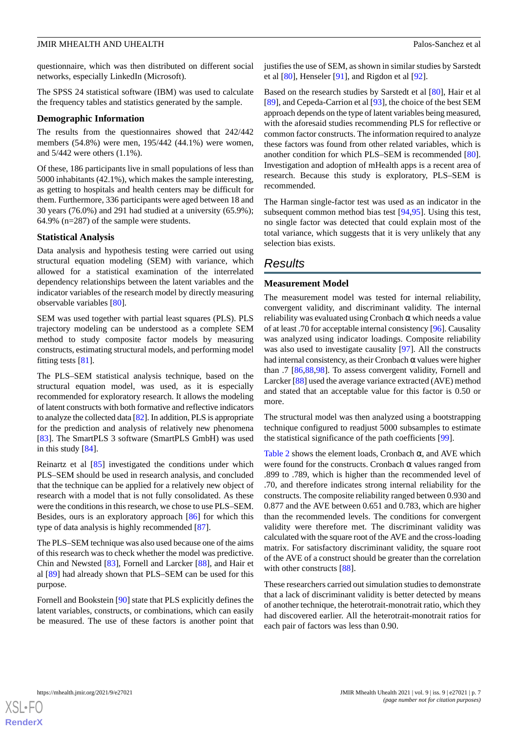questionnaire, which was then distributed on different social networks, especially LinkedIn (Microsoft).

The SPSS 24 statistical software (IBM) was used to calculate the frequency tables and statistics generated by the sample.

### Demographic Information

The results from the questionnaires showed that 242/442 members (54.8%) were men, 195/442 (44.1%) were women, and 5/442 were others (1.1%).

Of these, 186 participants live in small populations of less than 5000 inhabitants (42.1%), which makes the sample interesting, as getting to hospitals and health centers may be difficult for them. Furthermore, 336 participants were aged between 18 and 30 years (76.0%) and 291 had studied at a university (65.9%); 64.9% (n=287) of the sample were students.

### Statistical Analysis

Data analysis and hypothesis testing were carried out using structural equation modeling (SEM) with variance, which allowed for a statistical examination of the interrelated dependency relationships between the latent variables and the indicator variables of the research model by directly measuring observable variables [80].

SEM was used together with partial least squares (PLS). PLS trajectory modeling can be understood as a complete SEM method to study composite factor models by measuring constructs, estimating structural models, and performing model fitting tests [81].

The PLS–SEM statistical analysis technique, based on the structural equation model, was used, as it is especially recommended for exploratory research. It allows the modeling of latent constructs with both formative and reflective indicators to analyze the collected data [82]. In addition, PLS is appropriate for the prediction and analysis of relatively new phenomena [83]. The SmartPLS 3 software (SmartPLS GmbH) was used in this study [84].

Reinartz et al [85] investigated the conditions under which PLS–SEM should be used in research analysis, and concluded that the technique can be applied for a relatively new object of research with a model that is not fully consolidated. As these were the conditions in this research, we chose to use PLS–SEM. Besides, ours is an exploratory approach [86] for which this type of data analysis is highly recommended [87].

The PLS–SEM technique was also used because one of the aims of this research was to check whether the model was predictive. Chin and Newsted [83], Fornell and Larcker [88], and Hair et al [89] had already shown that PLS–SEM can be used for this purpose.

Fornell and Bookstein [90] state that PLS explicitly defines the latent variables, constructs, or combinations, which can easily be measured. The use of these factors is another point that justifies the use of SEM, as shown in similar studies by Sarstedt et al [80], Henseler [91], and Rigdon et al [92].

Based on the research studies by Sarstedt et al [80], Hair et al [89], and Cepeda-Carrion et al [93], the choice of the best SEM approach depends on the type of latent variables being measured, with the aforesaid studies recommending PLS for reflective or common factor constructs. The information required to analyze these factors was found from other related variables, which is another condition for which PLS–SEM is recommended [80]. Investigation and adoption of mHealth apps is a recent area of research. Because this study is exploratory, PLS–SEM is recommended.

The Harman single-factor test was used as an indicator in the subsequent common method bias test [94,95]. Using this test, no single factor was detected that could explain most of the total variance, which suggests that it is very unlikely that any selection bias exists.

## Results

### Measurement Model

The measurement model was tested for internal reliability, convergent validity, and discriminant validity. The internal reliability was evaluated using Cronbach α which needs a value of at least .70 for acceptable internal consistency [96]. Causality was analyzed using indicator loadings. Composite reliability was also used to investigate causality [97]. All the constructs had internal consistency, as their Cronbach α values were higher than .7 [86,88,98]. To assess convergent validity, Fornell and Larcker [88] used the average variance extracted (AVE) method and stated that an acceptable value for this factor is 0.50 or more.

The structural model was then analyzed using a bootstrapping technique configured to readjust 5000 subsamples to estimate the statistical significance of the path coefficients [99].

Table 2 shows the element loads, Cronbach α, and AVE which were found for the constructs. Cronbach α values ranged from .899 to .789, which is higher than the recommended level of .70, and therefore indicates strong internal reliability for the constructs. The composite reliability ranged between 0.930 and 0.877 and the AVE between 0.651 and 0.783, which are higher than the recommended levels. The conditions for convergent validity were therefore met. The discriminant validity was calculated with the square root of the AVE and the cross-loading matrix. For satisfactory discriminant validity, the square root of the AVE of a construct should be greater than the correlation with other constructs [88].

These researchers carried out simulation studies to demonstrate that a lack of discriminant validity is better detected by means of another technique, the heterotrait-monotrait ratio, which they had discovered earlier. All the heterotrait-monotrait ratios for each pair of factors was less than 0.90.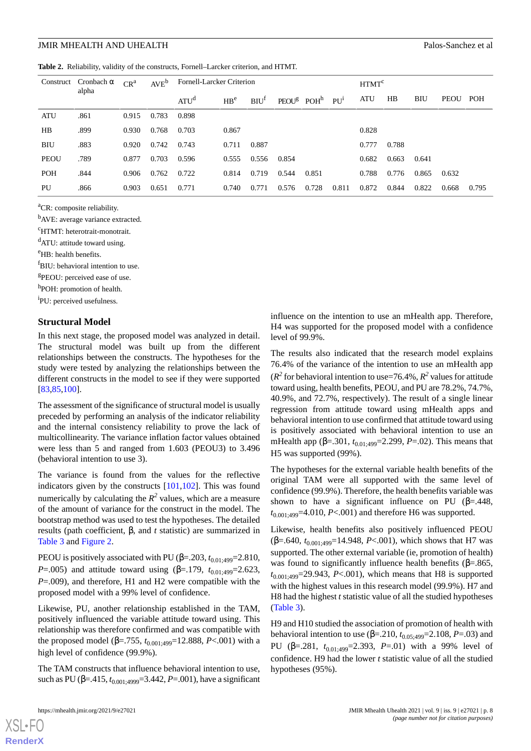**Table 2.** Reliability, validity of the constructs, Fornell–Larcker criterion, and HTMT.

| Construct | Cronbach α alpha | CR[a] | AVE[b] | Fornell-Larcker Criterion | | | | | | HTMT[c] | | | | |
|---|---|---|---|---|---|---|---|---|---|---|---|---|---|---|
| | | | | ATU[d] | HB[e] | BIU[f] | PEOU[g] | POH[h] | PU[i] | ATU | HB | BIU | PEOU | POH |
| ATU | .861 | 0.915 | 0.783 | 0.898 | | | | | | | | | | |
| HB | .899 | 0.930 | 0.768 | 0.703 | 0.867 | | | | | 0.828 | | | | |
| BIU | .883 | 0.920 | 0.742 | 0.743 | 0.711 | 0.887 | | | | 0.777 | 0.788 | | | |
| PEOU | .789 | 0.877 | 0.703 | 0.596 | 0.555 | 0.556 | 0.854 | | | 0.682 | 0.663 | 0.641 | | |
| POH | .844 | 0.906 | 0.762 | 0.722 | 0.814 | 0.719 | 0.544 | 0.851 | | 0.788 | 0.776 | 0.865 | 0.632 | |
| PU | .866 | 0.903 | 0.651 | 0.771 | 0.740 | 0.771 | 0.576 | 0.728 | 0.811 | 0.872 | 0.844 | 0.822 | 0.668 | 0.795 |

[a]CR: composite reliability.

[b]AVE: average variance extracted.

[c]HTMT: heterotrait-monotrait.

[d]ATU: attitude toward using.

[e]HB: health benefits.

[f]BIU: behavioral intention to use.

[g]PEOU: perceived ease of use.

[h]POH: promotion of health.

[i]PU: perceived usefulness.

## Structural Model

In this next stage, the proposed model was analyzed in detail. The structural model was built up from the different relationships between the constructs. The hypotheses for the study were tested by analyzing the relationships between the different constructs in the model to see if they were supported [83,85,100].

The assessment of the significance of structural model is usually preceded by performing an analysis of the indicator reliability and the internal consistency reliability to prove the lack of multicollinearity. The variance inflation factor values obtained were less than 5 and ranged from 1.603 (PEOU3) to 3.496 (behavioral intention to use 3).

The variance is found from the values for the reflective indicators given by the constructs [101,102]. This was found numerically by calculating the $R^2$ values, which are a measure of the amount of variance for the construct in the model. The bootstrap method was used to test the hypotheses. The detailed results (path coefficient, β, and *t* statistic) are summarized in Table 3 and Figure 2.

PEOU is positively associated with PU (β=.203, $t_{0.01;499}$=2.810, *P*=.005) and attitude toward using (β=.179, $t_{0.01;499}$=2.623, *P*=.009), and therefore, H1 and H2 were compatible with the proposed model with a 99% level of confidence.

Likewise, PU, another relationship established in the TAM, positively influenced the variable attitude toward using. This relationship was therefore confirmed and was compatible with the proposed model (β=.755, $t_{0.001;499}$=12.888, *P*<.001) with a high level of confidence (99.9%).

The TAM constructs that influence behavioral intention to use, such as PU (β=.415, $t_{0.001;4999}$=3.442, *P*=.001), have a significant influence on the intention to use an mHealth app. Therefore, H4 was supported for the proposed model with a confidence level of 99.9%.

The results also indicated that the research model explains 76.4% of the variance of the intention to use an mHealth app ($R^2$ for behavioral intention to use=76.4%, $R^2$ values for attitude toward using, health benefits, PEOU, and PU are 78.2%, 74.7%, 40.9%, and 72.7%, respectively). The result of a single linear regression from attitude toward using mHealth apps and behavioral intention to use confirmed that attitude toward using is positively associated with behavioral intention to use an mHealth app (β=.301, $t_{0.01;499}$=2.299, *P*=.02). This means that H5 was supported (99%).

The hypotheses for the external variable health benefits of the original TAM were all supported with the same level of confidence (99.9%). Therefore, the health benefits variable was shown to have a significant influence on PU (β=.448, $t_{0.001;499}$=4.010, *P*<.001) and therefore H6 was supported.

Likewise, health benefits also positively influenced PEOU (β=.640, $t_{0.001;499}$=14.948, *P*<.001), which shows that H7 was supported. The other external variable (ie, promotion of health) was found to significantly influence health benefits (β=.865, $t_{0.001;499}$=29.943, *P*<.001), which means that H8 is supported with the highest values in this research model (99.9%). H7 and H8 had the highest *t* statistic value of all the studied hypotheses (Table 3).

H9 and H10 studied the association of promotion of health with behavioral intention to use (β=.210, $t_{0.05;499}$=2.108, *P*=.03) and PU (β=.281, $t_{0.01;499}$=2.393, *P*=.01) with a 99% level of confidence. H9 had the lower *t* statistic value of all the studied hypotheses (95%).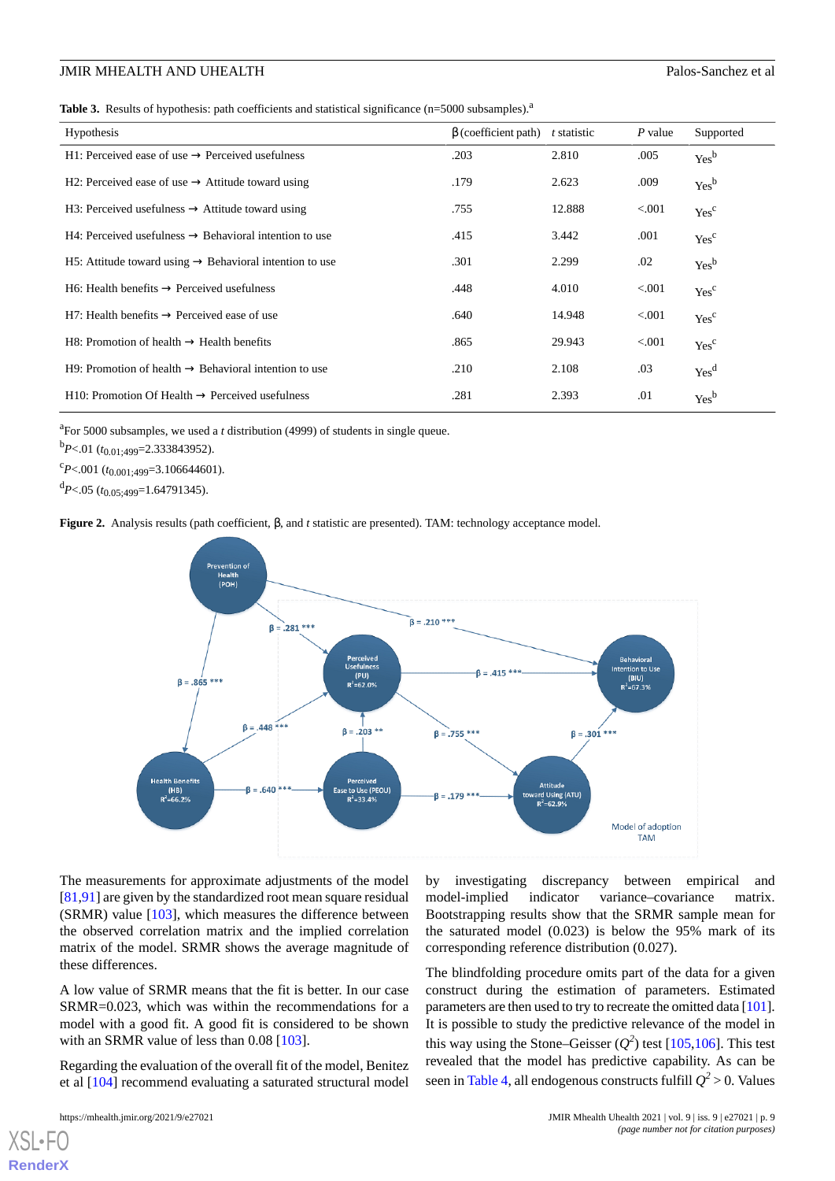**Table 3.** Results of hypothesis: path coefficients and statistical significance (n=5000 subsamples).[a]

| Hypothesis | β (coefficient path) | *t* statistic | *P* value | Supported |
|---|---|---|---|---|
| H1: Perceived ease of use → Perceived usefulness | .203 | 2.810 | .005 | Yes[b] |
| H2: Perceived ease of use → Attitude toward using | .179 | 2.623 | .009 | Yes[b] |
| H3: Perceived usefulness → Attitude toward using | .755 | 12.888 | <.001 | Yes[c] |
| H4: Perceived usefulness → Behavioral intention to use | .415 | 3.442 | .001 | Yes[c] |
| H5: Attitude toward using → Behavioral intention to use | .301 | 2.299 | .02 | Yes[b] |
| H6: Health benefits → Perceived usefulness | .448 | 4.010 | <.001 | Yes[c] |
| H7: Health benefits → Perceived ease of use | .640 | 14.948 | <.001 | Yes[c] |
| H8: Promotion of health → Health benefits | .865 | 29.943 | <.001 | Yes[c] |
| H9: Promotion of health → Behavioral intention to use | .210 | 2.108 | .03 | Yes[d] |
| H10: Promotion Of Health → Perceived usefulness | .281 | 2.393 | .01 | Yes[b] |

[a]For 5000 subsamples, we used a *t* distribution (4999) of students in single queue.

[b]$P<.01$ ($t_{0.01;499}$=2.333843952).

[c]$P<.001$ ($t_{0.001;499}$=3.106644601).

[d]$P<.05$ ($t_{0.05;499}$=1.64791345).

**Figure 2.** Analysis results (path coefficient, β, and *t* statistic are presented). TAM: technology acceptance model.

The measurements for approximate adjustments of the model [81,91] are given by the standardized root mean square residual (SRMR) value [103], which measures the difference between the observed correlation matrix and the implied correlation matrix of the model. SRMR shows the average magnitude of these differences.

A low value of SRMR means that the fit is better. In our case SRMR=0.023, which was within the recommendations for a model with a good fit. A good fit is considered to be shown with an SRMR value of less than 0.08 [103].

Regarding the evaluation of the overall fit of the model, Benitez et al [104] recommend evaluating a saturated structural model by investigating discrepancy between empirical and model-implied indicator variance–covariance matrix. Bootstrapping results show that the SRMR sample mean for the saturated model (0.023) is below the 95% mark of its corresponding reference distribution (0.027).

The blindfolding procedure omits part of the data for a given construct during the estimation of parameters. Estimated parameters are then used to try to recreate the omitted data [101]. It is possible to study the predictive relevance of the model in this way using the Stone–Geisser ($Q^2$) test [105,106]. This test revealed that the model has predictive capability. As can be seen in Table 4, all endogenous constructs fulfill $Q^2 > 0$. Values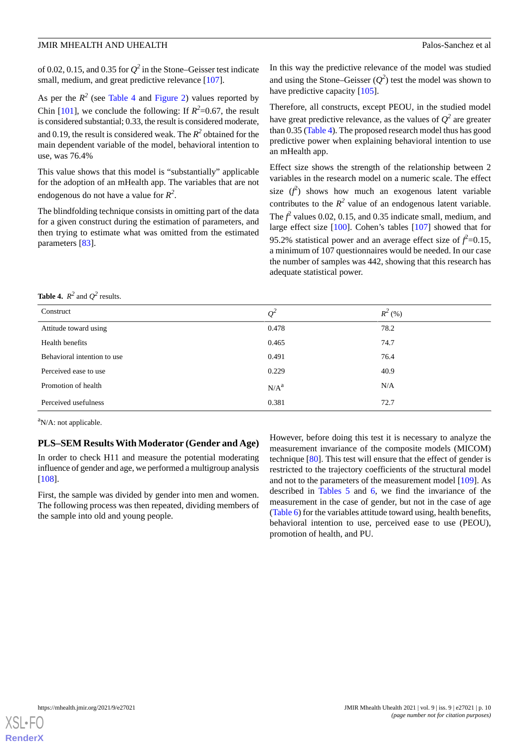of 0.02, 0.15, and 0.35 for $Q^2$ in the Stone–Geisser test indicate small, medium, and great predictive relevance [107].

As per the $R^2$ (see Table 4 and Figure 2) values reported by Chin [101], we conclude the following: If $R^2$=0.67, the result is considered substantial; 0.33, the result is considered moderate, and 0.19, the result is considered weak. The $R^2$ obtained for the main dependent variable of the model, behavioral intention to use, was 76.4%

This value shows that this model is “substantially” applicable for the adoption of an mHealth app. The variables that are not endogenous do not have a value for $R^2$.

The blindfolding technique consists in omitting part of the data for a given construct during the estimation of parameters, and then trying to estimate what was omitted from the estimated parameters [83].

In this way the predictive relevance of the model was studied and using the Stone–Geisser ($Q^2$) test the model was shown to have predictive capacity [105].

Therefore, all constructs, except PEOU, in the studied model have great predictive relevance, as the values of $Q^2$ are greater than 0.35 (Table 4). The proposed research model thus has good predictive power when explaining behavioral intention to use an mHealth app.

Effect size shows the strength of the relationship between 2 variables in the research model on a numeric scale. The effect size ($f^2$) shows how much an exogenous latent variable contributes to the $R^2$ value of an endogenous latent variable. The $f^2$ values 0.02, 0.15, and 0.35 indicate small, medium, and large effect size [100]. Cohen’s tables [107] showed that for 95.2% statistical power and an average effect size of $f^2$=0.15, a minimum of 107 questionnaires would be needed. In our case the number of samples was 442, showing that this research has adequate statistical power.

**Table 4.** $R^2$ and $Q^2$ results.

| Construct | $Q^2$ | $R^2$ (%) |
|---|---|---|
| Attitude toward using | 0.478 | 78.2 |
| Health benefits | 0.465 | 74.7 |
| Behavioral intention to use | 0.491 | 76.4 |
| Perceived ease to use | 0.229 | 40.9 |
| Promotion of health | N/A[a] | N/A |
| Perceived usefulness | 0.381 | 72.7 |

[a]N/A: not applicable.

## PLS–SEM Results With Moderator (Gender and Age)

In order to check H11 and measure the potential moderating influence of gender and age, we performed a multigroup analysis [108].

First, the sample was divided by gender into men and women. The following process was then repeated, dividing members of the sample into old and young people.

However, before doing this test it is necessary to analyze the measurement invariance of the composite models (MICOM) technique [80]. This test will ensure that the effect of gender is restricted to the trajectory coefficients of the structural model and not to the parameters of the measurement model [109]. As described in Tables 5 and 6, we find the invariance of the measurement in the case of gender, but not in the case of age (Table 6) for the variables attitude toward using, health benefits, behavioral intention to use, perceived ease to use (PEOU), promotion of health, and PU.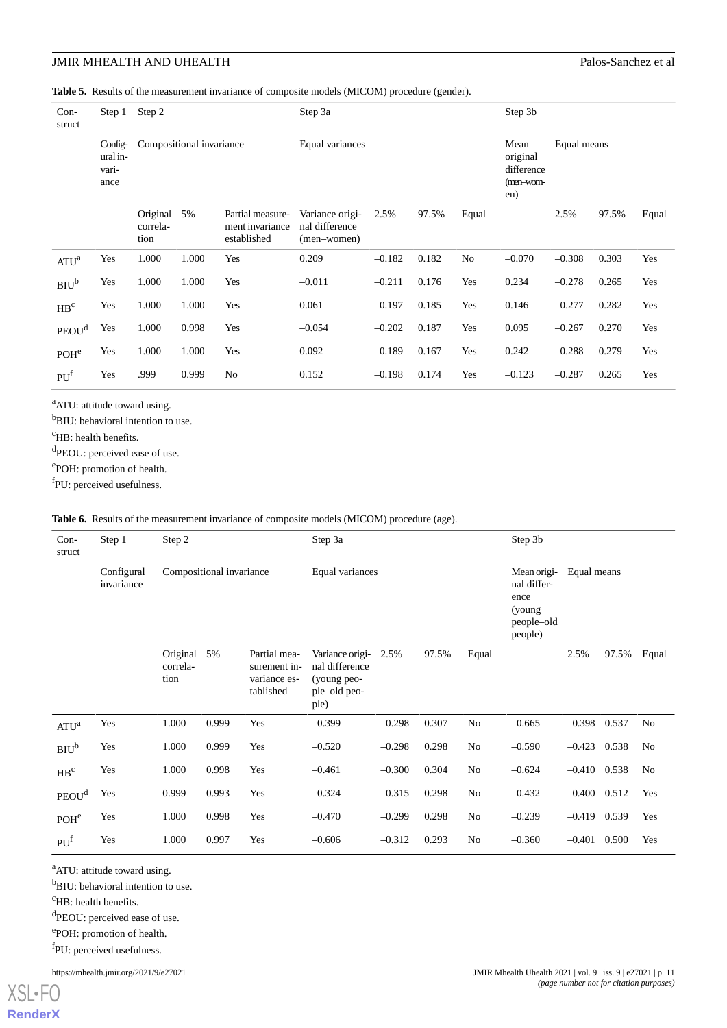**Table 5.** Results of the measurement invariance of composite models (MICOM) procedure (gender).

| Construct | Step 1 | Step 2 | | | Step 3a | | | | Step 3b | | | |
|---|---|---|---|---|---|---|---|---|---|---|---|---|
| | Configural invariance | Compositional invariance | | | Equal variances | | | | Mean original difference (men–women) | Equal means | | |
| | | Original correlation | 5% | Partial measurement invariance established | Variance original difference (men–women) | 2.5% | 97.5% | Equal | | 2.5% | 97.5% | Equal |
| ATU[a] | Yes | 1.000 | 1.000 | Yes | 0.209 | –0.182 | 0.182 | No | –0.070 | –0.308 | 0.303 | Yes |
| BIU[b] | Yes | 1.000 | 1.000 | Yes | –0.011 | –0.211 | 0.176 | Yes | 0.234 | –0.278 | 0.265 | Yes |
| HB[c] | Yes | 1.000 | 1.000 | Yes | 0.061 | –0.197 | 0.185 | Yes | 0.146 | –0.277 | 0.282 | Yes |
| PEOU[d] | Yes | 1.000 | 0.998 | Yes | –0.054 | –0.202 | 0.187 | Yes | 0.095 | –0.267 | 0.270 | Yes |
| POH[e] | Yes | 1.000 | 1.000 | Yes | 0.092 | –0.189 | 0.167 | Yes | 0.242 | –0.288 | 0.279 | Yes |
| PU[f] | Yes | .999 | 0.999 | No | 0.152 | –0.198 | 0.174 | Yes | –0.123 | –0.287 | 0.265 | Yes |

[a]ATU: attitude toward using.
[b]BIU: behavioral intention to use.
[c]HB: health benefits.
[d]PEOU: perceived ease of use.
[e]POH: promotion of health.
[f]PU: perceived usefulness.

**Table 6.** Results of the measurement invariance of composite models (MICOM) procedure (age).

| Construct | Step 1 | Step 2 | | | Step 3a | | | | Step 3b | | | |
|---|---|---|---|---|---|---|---|---|---|---|---|---|
| | Configural invariance | Compositional invariance | | | Equal variances | | | | Mean original difference (young people–old people) | Equal means | | |
| | | Original correlation | 5% | Partial measurement invariance established | Variance original difference (young people–old people) | 2.5% | 97.5% | Equal | | 2.5% | 97.5% | Equal |
| ATU[a] | Yes | 1.000 | 0.999 | Yes | –0.399 | –0.298 | 0.307 | No | –0.665 | –0.398 | 0.537 | No |
| BIU[b] | Yes | 1.000 | 0.999 | Yes | –0.520 | –0.298 | 0.298 | No | –0.590 | –0.423 | 0.538 | No |
| HB[c] | Yes | 1.000 | 0.998 | Yes | –0.461 | –0.300 | 0.304 | No | –0.624 | –0.410 | 0.538 | No |
| PEOU[d] | Yes | 0.999 | 0.993 | Yes | –0.324 | –0.315 | 0.298 | No | –0.432 | –0.400 | 0.512 | Yes |
| POH[e] | Yes | 1.000 | 0.998 | Yes | –0.470 | –0.299 | 0.298 | No | –0.239 | –0.419 | 0.539 | Yes |
| PU[f] | Yes | 1.000 | 0.997 | Yes | –0.606 | –0.312 | 0.293 | No | –0.360 | –0.401 | 0.500 | Yes |

[a]ATU: attitude toward using.
[b]BIU: behavioral intention to use.
[c]HB: health benefits.
[d]PEOU: perceived ease of use.
[e]POH: promotion of health.
[f]PU: perceived usefulness.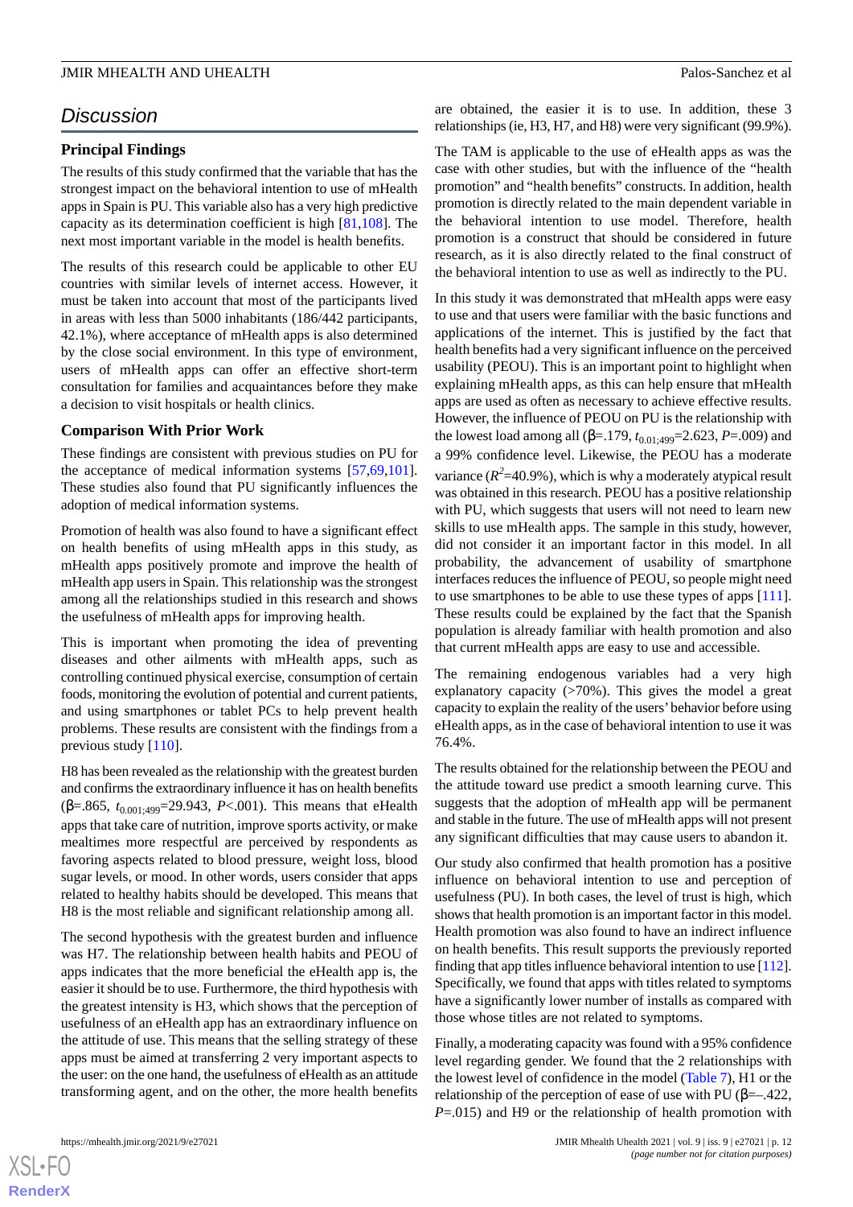## Discussion

### Principal Findings

The results of this study confirmed that the variable that has the strongest impact on the behavioral intention to use of mHealth apps in Spain is PU. This variable also has a very high predictive capacity as its determination coefficient is high [81,108]. The next most important variable in the model is health benefits.

The results of this research could be applicable to other EU countries with similar levels of internet access. However, it must be taken into account that most of the participants lived in areas with less than 5000 inhabitants (186/442 participants, 42.1%), where acceptance of mHealth apps is also determined by the close social environment. In this type of environment, users of mHealth apps can offer an effective short-term consultation for families and acquaintances before they make a decision to visit hospitals or health clinics.

### Comparison With Prior Work

These findings are consistent with previous studies on PU for the acceptance of medical information systems [57,69,101]. These studies also found that PU significantly influences the adoption of medical information systems.

Promotion of health was also found to have a significant effect on health benefits of using mHealth apps in this study, as mHealth apps positively promote and improve the health of mHealth app users in Spain. This relationship was the strongest among all the relationships studied in this research and shows the usefulness of mHealth apps for improving health.

This is important when promoting the idea of preventing diseases and other ailments with mHealth apps, such as controlling continued physical exercise, consumption of certain foods, monitoring the evolution of potential and current patients, and using smartphones or tablet PCs to help prevent health problems. These results are consistent with the findings from a previous study [110].

H8 has been revealed as the relationship with the greatest burden and confirms the extraordinary influence it has on health benefits (β=.865, $t_{0.001;499}$=29.943, *P*<.001). This means that eHealth apps that take care of nutrition, improve sports activity, or make mealtimes more respectful are perceived by respondents as favoring aspects related to blood pressure, weight loss, blood sugar levels, or mood. In other words, users consider that apps related to healthy habits should be developed. This means that H8 is the most reliable and significant relationship among all.

The second hypothesis with the greatest burden and influence was H7. The relationship between health habits and PEOU of apps indicates that the more beneficial the eHealth app is, the easier it should be to use. Furthermore, the third hypothesis with the greatest intensity is H3, which shows that the perception of usefulness of an eHealth app has an extraordinary influence on the attitude of use. This means that the selling strategy of these apps must be aimed at transferring 2 very important aspects to the user: on the one hand, the usefulness of eHealth as an attitude transforming agent, and on the other, the more health benefits are obtained, the easier it is to use. In addition, these 3 relationships (ie, H3, H7, and H8) were very significant (99.9%).

The TAM is applicable to the use of eHealth apps as was the case with other studies, but with the influence of the "health promotion" and "health benefits" constructs. In addition, health promotion is directly related to the main dependent variable in the behavioral intention to use model. Therefore, health promotion is a construct that should be considered in future research, as it is also directly related to the final construct of the behavioral intention to use as well as indirectly to the PU.

In this study it was demonstrated that mHealth apps were easy to use and that users were familiar with the basic functions and applications of the internet. This is justified by the fact that health benefits had a very significant influence on the perceived usability (PEOU). This is an important point to highlight when explaining mHealth apps, as this can help ensure that mHealth apps are used as often as necessary to achieve effective results. However, the influence of PEOU on PU is the relationship with the lowest load among all (β=.179, $t_{0.01;499}$=2.623, *P*=.009) and a 99% confidence level. Likewise, the PEOU has a moderate variance ($R^2$=40.9%), which is why a moderately atypical result was obtained in this research. PEOU has a positive relationship with PU, which suggests that users will not need to learn new skills to use mHealth apps. The sample in this study, however, did not consider it an important factor in this model. In all probability, the advancement of usability of smartphone interfaces reduces the influence of PEOU, so people might need to use smartphones to be able to use these types of apps [111]. These results could be explained by the fact that the Spanish population is already familiar with health promotion and also that current mHealth apps are easy to use and accessible.

The remaining endogenous variables had a very high explanatory capacity (>70%). This gives the model a great capacity to explain the reality of the users' behavior before using eHealth apps, as in the case of behavioral intention to use it was 76.4%.

The results obtained for the relationship between the PEOU and the attitude toward use predict a smooth learning curve. This suggests that the adoption of mHealth app will be permanent and stable in the future. The use of mHealth apps will not present any significant difficulties that may cause users to abandon it.

Our study also confirmed that health promotion has a positive influence on behavioral intention to use and perception of usefulness (PU). In both cases, the level of trust is high, which shows that health promotion is an important factor in this model. Health promotion was also found to have an indirect influence on health benefits. This result supports the previously reported finding that app titles influence behavioral intention to use [112]. Specifically, we found that apps with titles related to symptoms have a significantly lower number of installs as compared with those whose titles are not related to symptoms.

Finally, a moderating capacity was found with a 95% confidence level regarding gender. We found that the 2 relationships with the lowest level of confidence in the model (Table 7), H1 or the relationship of the perception of ease of use with PU (β=–.422, *P*=.015) and H9 or the relationship of health promotion with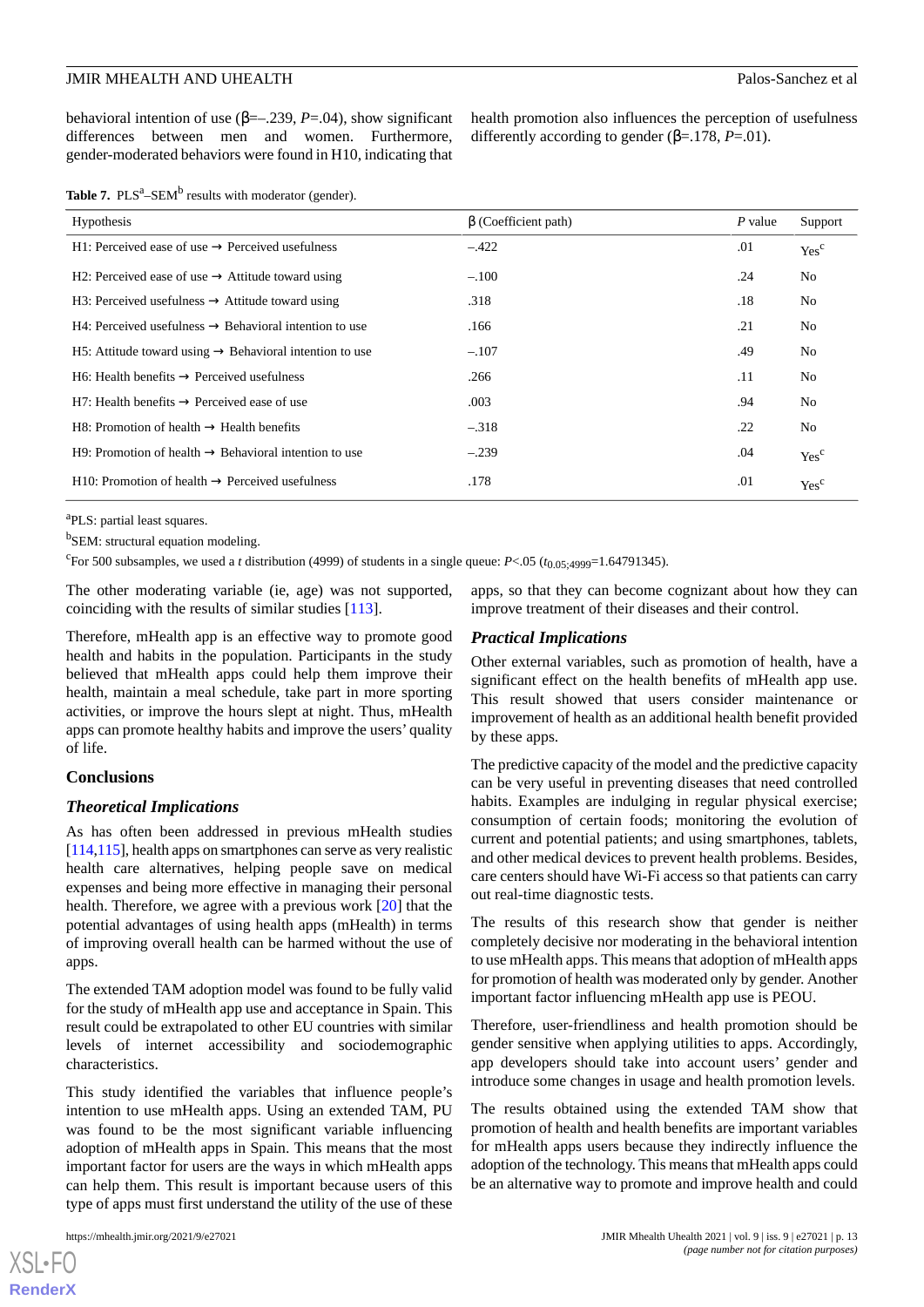behavioral intention of use (β=–.239, *P*=.04), show significant differences between men and women. Furthermore, gender-moderated behaviors were found in H10, indicating that health promotion also influences the perception of usefulness differently according to gender (β=.178, *P*=.01).

**Table 7.** PLS[a]–SEM[b] results with moderator (gender).

| Hypothesis | β (Coefficient path) | *P* value | Support |
|---|---|---|---|
| H1: Perceived ease of use → Perceived usefulness | –.422 | .01 | Yes[c] |
| H2: Perceived ease of use → Attitude toward using | –.100 | .24 | No |
| H3: Perceived usefulness → Attitude toward using | .318 | .18 | No |
| H4: Perceived usefulness → Behavioral intention to use | .166 | .21 | No |
| H5: Attitude toward using → Behavioral intention to use | –.107 | .49 | No |
| H6: Health benefits → Perceived usefulness | .266 | .11 | No |
| H7: Health benefits → Perceived ease of use | .003 | .94 | No |
| H8: Promotion of health → Health benefits | –.318 | .22 | No |
| H9: Promotion of health → Behavioral intention to use | –.239 | .04 | Yes[c] |
| H10: Promotion of health → Perceived usefulness | .178 | .01 | Yes[c] |

[a]PLS: partial least squares.

[b]SEM: structural equation modeling.

[c]For 500 subsamples, we used a *t* distribution (4999) of students in a single queue: $P<.05$ ($t_{0.05;4999}$=1.64791345).

The other moderating variable (ie, age) was not supported, coinciding with the results of similar studies [113].

Therefore, mHealth app is an effective way to promote good health and habits in the population. Participants in the study believed that mHealth apps could help them improve their health, maintain a meal schedule, take part in more sporting activities, or improve the hours slept at night. Thus, mHealth apps can promote healthy habits and improve the users' quality of life.

## Conclusions

### Theoretical Implications

As has often been addressed in previous mHealth studies [114,115], health apps on smartphones can serve as very realistic health care alternatives, helping people save on medical expenses and being more effective in managing their personal health. Therefore, we agree with a previous work [20] that the potential advantages of using health apps (mHealth) in terms of improving overall health can be harmed without the use of apps.

The extended TAM adoption model was found to be fully valid for the study of mHealth app use and acceptance in Spain. This result could be extrapolated to other EU countries with similar levels of internet accessibility and sociodemographic characteristics.

This study identified the variables that influence people's intention to use mHealth apps. Using an extended TAM, PU was found to be the most significant variable influencing adoption of mHealth apps in Spain. This means that the most important factor for users are the ways in which mHealth apps can help them. This result is important because users of this type of apps must first understand the utility of the use of these apps, so that they can become cognizant about how they can improve treatment of their diseases and their control.

### Practical Implications

Other external variables, such as promotion of health, have a significant effect on the health benefits of mHealth app use. This result showed that users consider maintenance or improvement of health as an additional health benefit provided by these apps.

The predictive capacity of the model and the predictive capacity can be very useful in preventing diseases that need controlled habits. Examples are indulging in regular physical exercise; consumption of certain foods; monitoring the evolution of current and potential patients; and using smartphones, tablets, and other medical devices to prevent health problems. Besides, care centers should have Wi-Fi access so that patients can carry out real-time diagnostic tests.

The results of this research show that gender is neither completely decisive nor moderating in the behavioral intention to use mHealth apps. This means that adoption of mHealth apps for promotion of health was moderated only by gender. Another important factor influencing mHealth app use is PEOU.

Therefore, user-friendliness and health promotion should be gender sensitive when applying utilities to apps. Accordingly, app developers should take into account users' gender and introduce some changes in usage and health promotion levels.

The results obtained using the extended TAM show that promotion of health and health benefits are important variables for mHealth apps users because they indirectly influence the adoption of the technology. This means that mHealth apps could be an alternative way to promote and improve health and could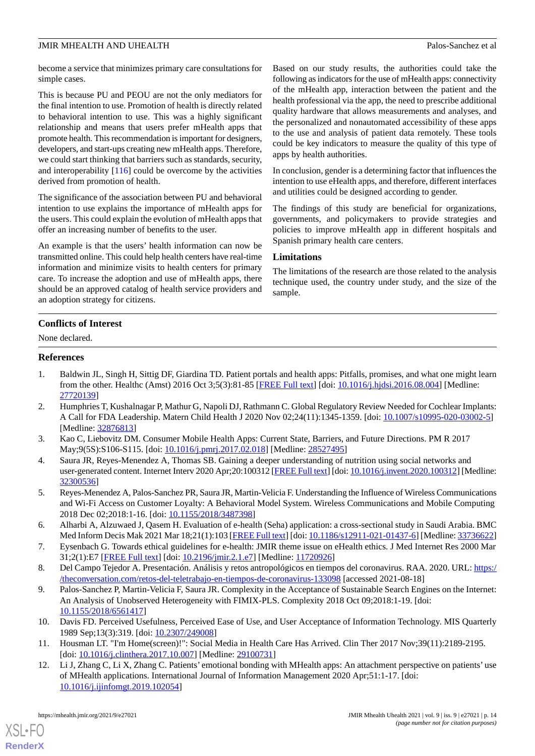become a service that minimizes primary care consultations for simple cases.

This is because PU and PEOU are not the only mediators for the final intention to use. Promotion of health is directly related to behavioral intention to use. This was a highly significant relationship and means that users prefer mHealth apps that promote health. This recommendation is important for designers, developers, and start-ups creating new mHealth apps. Therefore, we could start thinking that barriers such as standards, security, and interoperability [116] could be overcome by the activities derived from promotion of health.

The significance of the association between PU and behavioral intention to use explains the importance of mHealth apps for the users. This could explain the evolution of mHealth apps that offer an increasing number of benefits to the user.

An example is that the users' health information can now be transmitted online. This could help health centers have real-time information and minimize visits to health centers for primary care. To increase the adoption and use of mHealth apps, there should be an approved catalog of health service providers and an adoption strategy for citizens.

Based on our study results, the authorities could take the following as indicators for the use of mHealth apps: connectivity of the mHealth app, interaction between the patient and the health professional via the app, the need to prescribe additional quality hardware that allows measurements and analyses, and the personalized and nonautomated accessibility of these apps to the use and analysis of patient data remotely. These tools could be key indicators to measure the quality of this type of apps by health authorities.

In conclusion, gender is a determining factor that influences the intention to use eHealth apps, and therefore, different interfaces and utilities could be designed according to gender.

The findings of this study are beneficial for organizations, governments, and policymakers to provide strategies and policies to improve mHealth app in different hospitals and Spanish primary health care centers.

## Limitations

The limitations of the research are those related to the analysis technique used, the country under study, and the size of the sample.

## Conflicts of Interest

None declared.

## References

1. Baldwin JL, Singh H, Sittig DF, Giardina TD. Patient portals and health apps: Pitfalls, promises, and what one might learn from the other. Healthc (Amst) 2016 Oct 3;5(3):81-85 [FREE Full text] [doi: 10.1016/j.hjdsi.2016.08.004] [Medline: 27720139]
2. Humphries T, Kushalnagar P, Mathur G, Napoli DJ, Rathmann C. Global Regulatory Review Needed for Cochlear Implants: A Call for FDA Leadership. Matern Child Health J 2020 Nov 02;24(11):1345-1359. [doi: 10.1007/s10995-020-03002-5] [Medline: 32876813]
3. Kao C, Liebovitz DM. Consumer Mobile Health Apps: Current State, Barriers, and Future Directions. PM R 2017 May;9(5S):S106-S115. [doi: 10.1016/j.pmrj.2017.02.018] [Medline: 28527495]
4. Saura JR, Reyes-Menendez A, Thomas SB. Gaining a deeper understanding of nutrition using social networks and user-generated content. Internet Interv 2020 Apr;20:100312 [FREE Full text] [doi: 10.1016/j.invent.2020.100312] [Medline: 32300536]
5. Reyes-Menendez A, Palos-Sanchez PR, Saura JR, Martin-Velicia F. Understanding the Influence of Wireless Communications and Wi-Fi Access on Customer Loyalty: A Behavioral Model System. Wireless Communications and Mobile Computing 2018 Dec 02;2018:1-16. [doi: 10.1155/2018/3487398]
6. Alharbi A, Alzuwaed J, Qasem H. Evaluation of e-health (Seha) application: a cross-sectional study in Saudi Arabia. BMC Med Inform Decis Mak 2021 Mar 18;21(1):103 [FREE Full text] [doi: 10.1186/s12911-021-01437-6] [Medline: 33736622]
7. Eysenbach G. Towards ethical guidelines for e-health: JMIR theme issue on eHealth ethics. J Med Internet Res 2000 Mar 31;2(1):E7 [FREE Full text] [doi: 10.2196/jmir.2.1.e7] [Medline: 11720926]
8. Del Campo Tejedor A. Presentación. Análisis y retos antropológicos en tiempos del coronavirus. RAA. 2020. URL: https://theconversation.com/retos-del-teletrabajo-en-tiempos-de-coronavirus-133098 [accessed 2021-08-18]
9. Palos-Sanchez P, Martin-Velicia F, Saura JR. Complexity in the Acceptance of Sustainable Search Engines on the Internet: An Analysis of Unobserved Heterogeneity with FIMIX-PLS. Complexity 2018 Oct 09;2018:1-19. [doi: 10.1155/2018/6561417]
10. Davis FD. Perceived Usefulness, Perceived Ease of Use, and User Acceptance of Information Technology. MIS Quarterly 1989 Sep;13(3):319. [doi: 10.2307/249008]
11. Housman LT. "I'm Home(screen)!": Social Media in Health Care Has Arrived. Clin Ther 2017 Nov;39(11):2189-2195. [doi: 10.1016/j.clinthera.2017.10.007] [Medline: 29100731]
12. Li J, Zhang C, Li X, Zhang C. Patients' emotional bonding with MHealth apps: An attachment perspective on patients' use of MHealth applications. International Journal of Information Management 2020 Apr;51:1-17. [doi: 10.1016/j.ijinfomgt.2019.102054]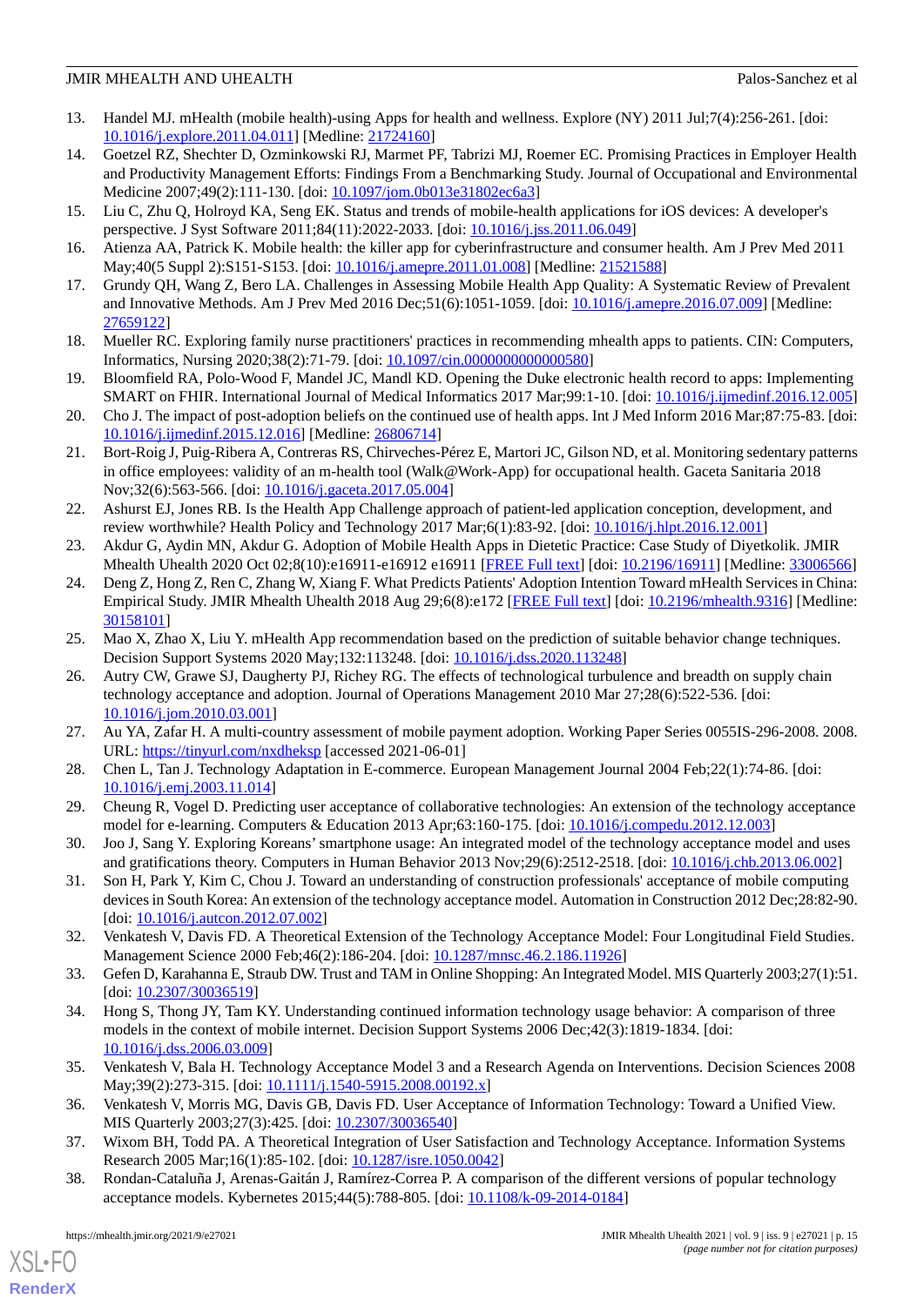13. Handel MJ. mHealth (mobile health)-using Apps for health and wellness. Explore (NY) 2011 Jul;7(4):256-261. [doi: 10.1016/j.explore.2011.04.011] [Medline: 21724160]
14. Goetzel RZ, Shechter D, Ozminkowski RJ, Marmet PF, Tabrizi MJ, Roemer EC. Promising Practices in Employer Health and Productivity Management Efforts: Findings From a Benchmarking Study. Journal of Occupational and Environmental Medicine 2007;49(2):111-130. [doi: 10.1097/jom.0b013e31802ec6a3]
15. Liu C, Zhu Q, Holroyd KA, Seng EK. Status and trends of mobile-health applications for iOS devices: A developer's perspective. J Syst Software 2011;84(11):2022-2033. [doi: 10.1016/j.jss.2011.06.049]
16. Atienza AA, Patrick K. Mobile health: the killer app for cyberinfrastructure and consumer health. Am J Prev Med 2011 May;40(5 Suppl 2):S151-S153. [doi: 10.1016/j.amepre.2011.01.008] [Medline: 21521588]
17. Grundy QH, Wang Z, Bero LA. Challenges in Assessing Mobile Health App Quality: A Systematic Review of Prevalent and Innovative Methods. Am J Prev Med 2016 Dec;51(6):1051-1059. [doi: 10.1016/j.amepre.2016.07.009] [Medline: 27659122]
18. Mueller RC. Exploring family nurse practitioners' practices in recommending mhealth apps to patients. CIN: Computers, Informatics, Nursing 2020;38(2):71-79. [doi: 10.1097/cin.0000000000000580]
19. Bloomfield RA, Polo-Wood F, Mandel JC, Mandl KD. Opening the Duke electronic health record to apps: Implementing SMART on FHIR. International Journal of Medical Informatics 2017 Mar;99:1-10. [doi: 10.1016/j.ijmedinf.2016.12.005]
20. Cho J. The impact of post-adoption beliefs on the continued use of health apps. Int J Med Inform 2016 Mar;87:75-83. [doi: 10.1016/j.ijmedinf.2015.12.016] [Medline: 26806714]
21. Bort-Roig J, Puig-Ribera A, Contreras RS, Chirveches-Pérez E, Martori JC, Gilson ND, et al. Monitoring sedentary patterns in office employees: validity of an m-health tool (Walk@Work-App) for occupational health. Gaceta Sanitaria 2018 Nov;32(6):563-566. [doi: 10.1016/j.gaceta.2017.05.004]
22. Ashurst EJ, Jones RB. Is the Health App Challenge approach of patient-led application conception, development, and review worthwhile? Health Policy and Technology 2017 Mar;6(1):83-92. [doi: 10.1016/j.hlpt.2016.12.001]
23. Akdur G, Aydin MN, Akdur G. Adoption of Mobile Health Apps in Dietetic Practice: Case Study of Diyetkolik. JMIR Mhealth Uhealth 2020 Oct 02;8(10):e16911-e16912 e16911 [FREE Full text] [doi: 10.2196/16911] [Medline: 33006566]
24. Deng Z, Hong Z, Ren C, Zhang W, Xiang F. What Predicts Patients' Adoption Intention Toward mHealth Services in China: Empirical Study. JMIR Mhealth Uhealth 2018 Aug 29;6(8):e172 [FREE Full text] [doi: 10.2196/mhealth.9316] [Medline: 30158101]
25. Mao X, Zhao X, Liu Y. mHealth App recommendation based on the prediction of suitable behavior change techniques. Decision Support Systems 2020 May;132:113248. [doi: 10.1016/j.dss.2020.113248]
26. Autry CW, Grawe SJ, Daugherty PJ, Richey RG. The effects of technological turbulence and breadth on supply chain technology acceptance and adoption. Journal of Operations Management 2010 Mar 27;28(6):522-536. [doi: 10.1016/j.jom.2010.03.001]
27. Au YA, Zafar H. A multi-country assessment of mobile payment adoption. Working Paper Series 0055IS-296-2008. 2008. URL: https://tinyurl.com/nxdheksp [accessed 2021-06-01]
28. Chen L, Tan J. Technology Adaptation in E-commerce. European Management Journal 2004 Feb;22(1):74-86. [doi: 10.1016/j.emj.2003.11.014]
29. Cheung R, Vogel D. Predicting user acceptance of collaborative technologies: An extension of the technology acceptance model for e-learning. Computers & Education 2013 Apr;63:160-175. [doi: 10.1016/j.compedu.2012.12.003]
30. Joo J, Sang Y. Exploring Koreans' smartphone usage: An integrated model of the technology acceptance model and uses and gratifications theory. Computers in Human Behavior 2013 Nov;29(6):2512-2518. [doi: 10.1016/j.chb.2013.06.002]
31. Son H, Park Y, Kim C, Chou J. Toward an understanding of construction professionals' acceptance of mobile computing devices in South Korea: An extension of the technology acceptance model. Automation in Construction 2012 Dec;28:82-90. [doi: 10.1016/j.autcon.2012.07.002]
32. Venkatesh V, Davis FD. A Theoretical Extension of the Technology Acceptance Model: Four Longitudinal Field Studies. Management Science 2000 Feb;46(2):186-204. [doi: 10.1287/mnsc.46.2.186.11926]
33. Gefen D, Karahanna E, Straub DW. Trust and TAM in Online Shopping: An Integrated Model. MIS Quarterly 2003;27(1):51. [doi: 10.2307/30036519]
34. Hong S, Thong JY, Tam KY. Understanding continued information technology usage behavior: A comparison of three models in the context of mobile internet. Decision Support Systems 2006 Dec;42(3):1819-1834. [doi: 10.1016/j.dss.2006.03.009]
35. Venkatesh V, Bala H. Technology Acceptance Model 3 and a Research Agenda on Interventions. Decision Sciences 2008 May;39(2):273-315. [doi: 10.1111/j.1540-5915.2008.00192.x]
36. Venkatesh V, Morris MG, Davis GB, Davis FD. User Acceptance of Information Technology: Toward a Unified View. MIS Quarterly 2003;27(3):425. [doi: 10.2307/30036540]
37. Wixom BH, Todd PA. A Theoretical Integration of User Satisfaction and Technology Acceptance. Information Systems Research 2005 Mar;16(1):85-102. [doi: 10.1287/isre.1050.0042]
38. Rondan-Cataluña J, Arenas-Gaitán J, Ramírez-Correa P. A comparison of the different versions of popular technology acceptance models. Kybernetes 2015;44(5):788-805. [doi: 10.1108/k-09-2014-0184]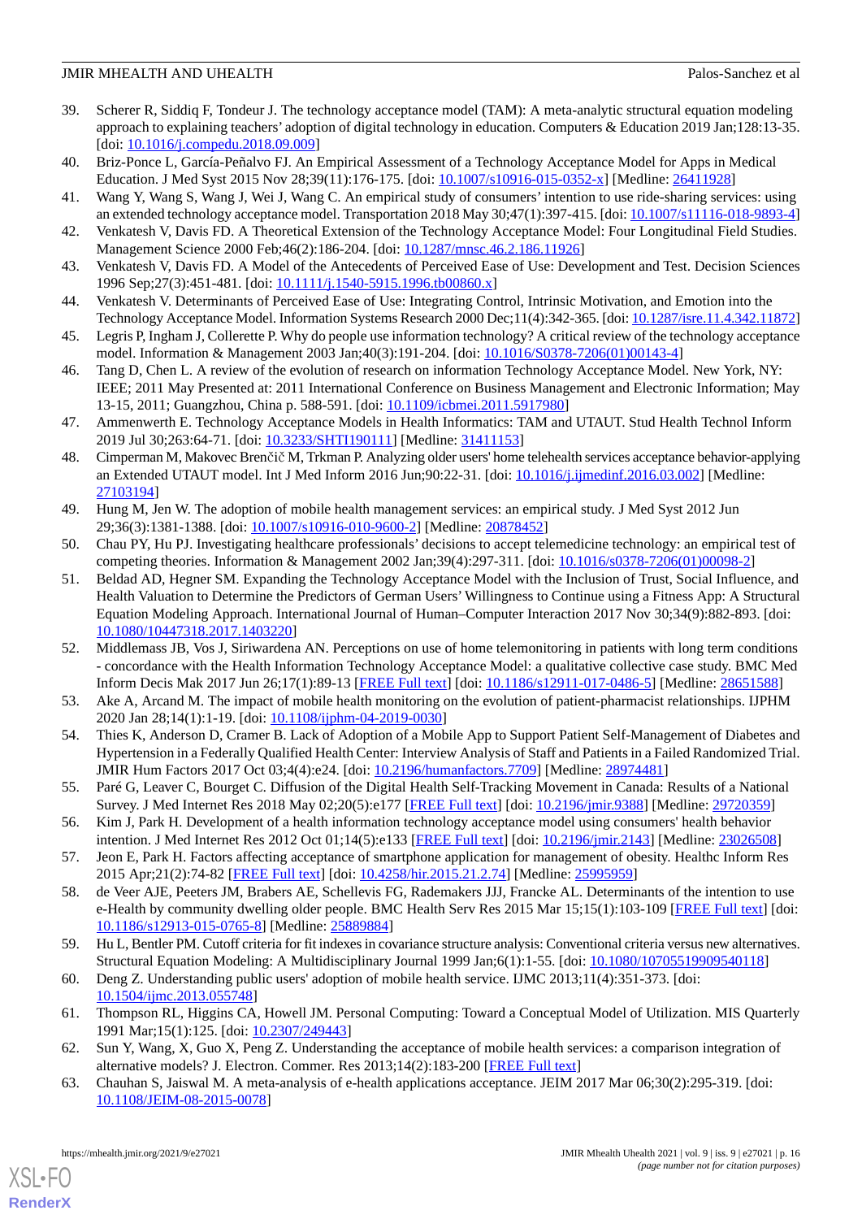39. Scherer R, Siddiq F, Tondeur J. The technology acceptance model (TAM): A meta-analytic structural equation modeling approach to explaining teachers' adoption of digital technology in education. Computers & Education 2019 Jan;128:13-35. [doi: 10.1016/j.compedu.2018.09.009]
40. Briz-Ponce L, García-Peñalvo FJ. An Empirical Assessment of a Technology Acceptance Model for Apps in Medical Education. J Med Syst 2015 Nov 28;39(11):176-175. [doi: 10.1007/s10916-015-0352-x] [Medline: 26411928]
41. Wang Y, Wang S, Wang J, Wei J, Wang C. An empirical study of consumers' intention to use ride-sharing services: using an extended technology acceptance model. Transportation 2018 May 30;47(1):397-415. [doi: 10.1007/s11116-018-9893-4]
42. Venkatesh V, Davis FD. A Theoretical Extension of the Technology Acceptance Model: Four Longitudinal Field Studies. Management Science 2000 Feb;46(2):186-204. [doi: 10.1287/mnsc.46.2.186.11926]
43. Venkatesh V, Davis FD. A Model of the Antecedents of Perceived Ease of Use: Development and Test. Decision Sciences 1996 Sep;27(3):451-481. [doi: 10.1111/j.1540-5915.1996.tb00860.x]
44. Venkatesh V. Determinants of Perceived Ease of Use: Integrating Control, Intrinsic Motivation, and Emotion into the Technology Acceptance Model. Information Systems Research 2000 Dec;11(4):342-365. [doi: 10.1287/isre.11.4.342.11872]
45. Legris P, Ingham J, Collerette P. Why do people use information technology? A critical review of the technology acceptance model. Information & Management 2003 Jan;40(3):191-204. [doi: 10.1016/S0378-7206(01)00143-4]
46. Tang D, Chen L. A review of the evolution of research on information Technology Acceptance Model. New York, NY: IEEE; 2011 May Presented at: 2011 International Conference on Business Management and Electronic Information; May 13-15, 2011; Guangzhou, China p. 588-591. [doi: 10.1109/icbmei.2011.5917980]
47. Ammenwerth E. Technology Acceptance Models in Health Informatics: TAM and UTAUT. Stud Health Technol Inform 2019 Jul 30;263:64-71. [doi: 10.3233/SHTI190111] [Medline: 31411153]
48. Cimperman M, Makovec Brenčič M, Trkman P. Analyzing older users' home telehealth services acceptance behavior-applying an Extended UTAUT model. Int J Med Inform 2016 Jun;90:22-31. [doi: 10.1016/j.ijmedinf.2016.03.002] [Medline: 27103194]
49. Hung M, Jen W. The adoption of mobile health management services: an empirical study. J Med Syst 2012 Jun 29;36(3):1381-1388. [doi: 10.1007/s10916-010-9600-2] [Medline: 20878452]
50. Chau PY, Hu PJ. Investigating healthcare professionals' decisions to accept telemedicine technology: an empirical test of competing theories. Information & Management 2002 Jan;39(4):297-311. [doi: 10.1016/s0378-7206(01)00098-2]
51. Beldad AD, Hegner SM. Expanding the Technology Acceptance Model with the Inclusion of Trust, Social Influence, and Health Valuation to Determine the Predictors of German Users' Willingness to Continue using a Fitness App: A Structural Equation Modeling Approach. International Journal of Human–Computer Interaction 2017 Nov 30;34(9):882-893. [doi: 10.1080/10447318.2017.1403220]
52. Middlemass JB, Vos J, Siriwardena AN. Perceptions on use of home telemonitoring in patients with long term conditions - concordance with the Health Information Technology Acceptance Model: a qualitative collective case study. BMC Med Inform Decis Mak 2017 Jun 26;17(1):89-13 [FREE Full text] [doi: 10.1186/s12911-017-0486-5] [Medline: 28651588]
53. Ake A, Arcand M. The impact of mobile health monitoring on the evolution of patient-pharmacist relationships. IJPHM 2020 Jan 28;14(1):1-19. [doi: 10.1108/ijphm-04-2019-0030]
54. Thies K, Anderson D, Cramer B. Lack of Adoption of a Mobile App to Support Patient Self-Management of Diabetes and Hypertension in a Federally Qualified Health Center: Interview Analysis of Staff and Patients in a Failed Randomized Trial. JMIR Hum Factors 2017 Oct 03;4(4):e24. [doi: 10.2196/humanfactors.7709] [Medline: 28974481]
55. Paré G, Leaver C, Bourget C. Diffusion of the Digital Health Self-Tracking Movement in Canada: Results of a National Survey. J Med Internet Res 2018 May 02;20(5):e177 [FREE Full text] [doi: 10.2196/jmir.9388] [Medline: 29720359]
56. Kim J, Park H. Development of a health information technology acceptance model using consumers' health behavior intention. J Med Internet Res 2012 Oct 01;14(5):e133 [FREE Full text] [doi: 10.2196/jmir.2143] [Medline: 23026508]
57. Jeon E, Park H. Factors affecting acceptance of smartphone application for management of obesity. Healthc Inform Res 2015 Apr;21(2):74-82 [FREE Full text] [doi: 10.4258/hir.2015.21.2.74] [Medline: 25995959]
58. de Veer AJE, Peeters JM, Brabers AE, Schellevis FG, Rademakers JJJ, Francke AL. Determinants of the intention to use e-Health by community dwelling older people. BMC Health Serv Res 2015 Mar 15;15(1):103-109 [FREE Full text] [doi: 10.1186/s12913-015-0765-8] [Medline: 25889884]
59. Hu L, Bentler PM. Cutoff criteria for fit indexes in covariance structure analysis: Conventional criteria versus new alternatives. Structural Equation Modeling: A Multidisciplinary Journal 1999 Jan;6(1):1-55. [doi: 10.1080/10705519909540118]
60. Deng Z. Understanding public users' adoption of mobile health service. IJMC 2013;11(4):351-373. [doi: 10.1504/ijmc.2013.055748]
61. Thompson RL, Higgins CA, Howell JM. Personal Computing: Toward a Conceptual Model of Utilization. MIS Quarterly 1991 Mar;15(1):125. [doi: 10.2307/249443]
62. Sun Y, Wang, X, Guo X, Peng Z. Understanding the acceptance of mobile health services: a comparison integration of alternative models? J. Electron. Commer. Res 2013;14(2):183-200 [FREE Full text]
63. Chauhan S, Jaiswal M. A meta-analysis of e-health applications acceptance. JEIM 2017 Mar 06;30(2):295-319. [doi: 10.1108/JEIM-08-2015-0078]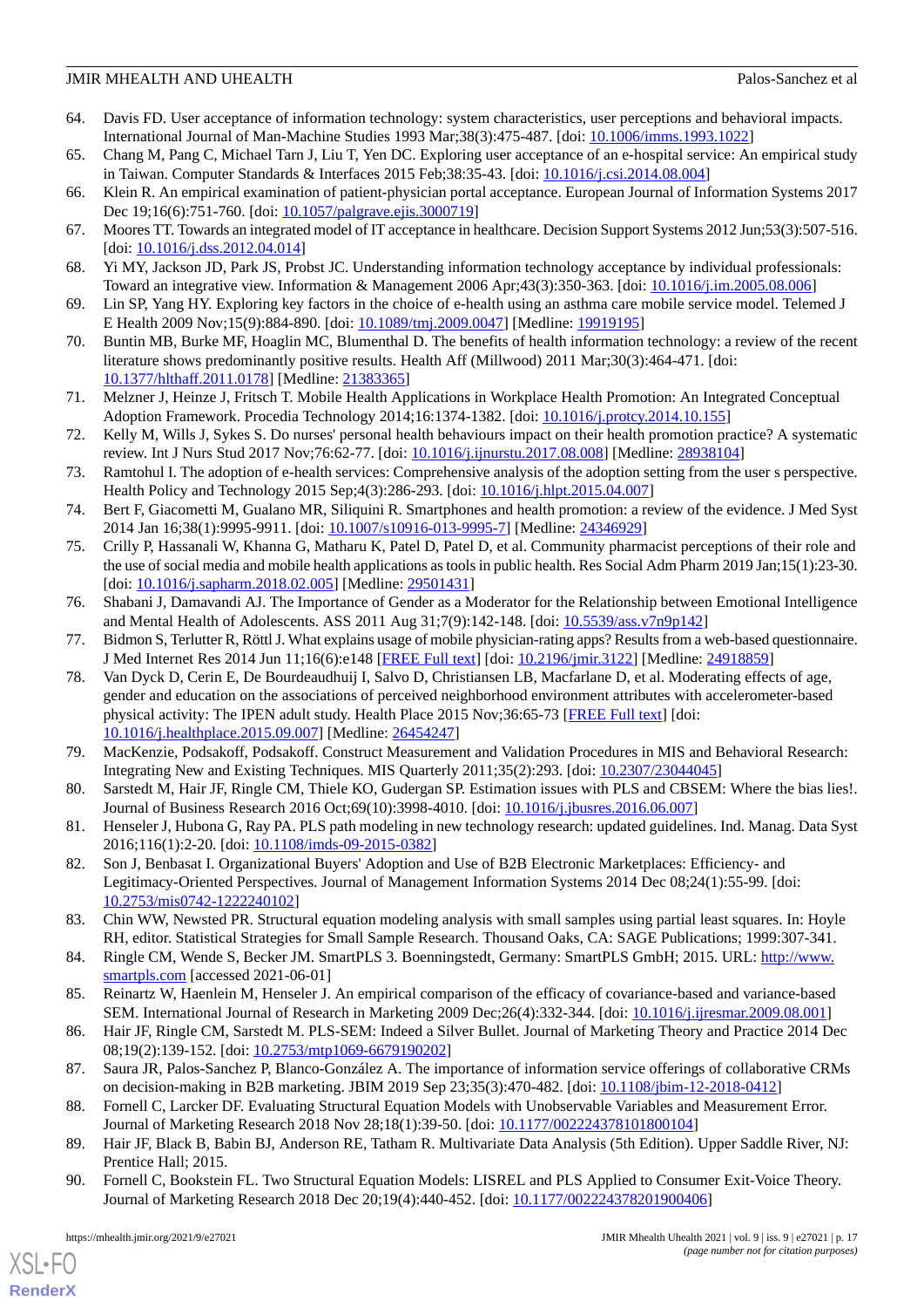64. Davis FD. User acceptance of information technology: system characteristics, user perceptions and behavioral impacts. International Journal of Man-Machine Studies 1993 Mar;38(3):475-487. [doi: 10.1006/imms.1993.1022]
65. Chang M, Pang C, Michael Tarn J, Liu T, Yen DC. Exploring user acceptance of an e-hospital service: An empirical study in Taiwan. Computer Standards & Interfaces 2015 Feb;38:35-43. [doi: 10.1016/j.csi.2014.08.004]
66. Klein R. An empirical examination of patient-physician portal acceptance. European Journal of Information Systems 2017 Dec 19;16(6):751-760. [doi: 10.1057/palgrave.ejis.3000719]
67. Moores TT. Towards an integrated model of IT acceptance in healthcare. Decision Support Systems 2012 Jun;53(3):507-516. [doi: 10.1016/j.dss.2012.04.014]
68. Yi MY, Jackson JD, Park JS, Probst JC. Understanding information technology acceptance by individual professionals: Toward an integrative view. Information & Management 2006 Apr;43(3):350-363. [doi: 10.1016/j.im.2005.08.006]
69. Lin SP, Yang HY. Exploring key factors in the choice of e-health using an asthma care mobile service model. Telemed J E Health 2009 Nov;15(9):884-890. [doi: 10.1089/tmj.2009.0047] [Medline: 19919195]
70. Buntin MB, Burke MF, Hoaglin MC, Blumenthal D. The benefits of health information technology: a review of the recent literature shows predominantly positive results. Health Aff (Millwood) 2011 Mar;30(3):464-471. [doi: 10.1377/hlthaff.2011.0178] [Medline: 21383365]
71. Melzner J, Heinze J, Fritsch T. Mobile Health Applications in Workplace Health Promotion: An Integrated Conceptual Adoption Framework. Procedia Technology 2014;16:1374-1382. [doi: 10.1016/j.protcy.2014.10.155]
72. Kelly M, Wills J, Sykes S. Do nurses' personal health behaviours impact on their health promotion practice? A systematic review. Int J Nurs Stud 2017 Nov;76:62-77. [doi: 10.1016/j.ijnurstu.2017.08.008] [Medline: 28938104]
73. Ramtohul I. The adoption of e-health services: Comprehensive analysis of the adoption setting from the user s perspective. Health Policy and Technology 2015 Sep;4(3):286-293. [doi: 10.1016/j.hlpt.2015.04.007]
74. Bert F, Giacometti M, Gualano MR, Siliquini R. Smartphones and health promotion: a review of the evidence. J Med Syst 2014 Jan 16;38(1):9995-9911. [doi: 10.1007/s10916-013-9995-7] [Medline: 24346929]
75. Crilly P, Hassanali W, Khanna G, Matharu K, Patel D, Patel D, et al. Community pharmacist perceptions of their role and the use of social media and mobile health applications as tools in public health. Res Social Adm Pharm 2019 Jan;15(1):23-30. [doi: 10.1016/j.sapharm.2018.02.005] [Medline: 29501431]
76. Shabani J, Damavandi AJ. The Importance of Gender as a Moderator for the Relationship between Emotional Intelligence and Mental Health of Adolescents. ASS 2011 Aug 31;7(9):142-148. [doi: 10.5539/ass.v7n9p142]
77. Bidmon S, Terlutter R, Röttl J. What explains usage of mobile physician-rating apps? Results from a web-based questionnaire. J Med Internet Res 2014 Jun 11;16(6):e148 [FREE Full text] [doi: 10.2196/jmir.3122] [Medline: 24918859]
78. Van Dyck D, Cerin E, De Bourdeaudhuij I, Salvo D, Christiansen LB, Macfarlane D, et al. Moderating effects of age, gender and education on the associations of perceived neighborhood environment attributes with accelerometer-based physical activity: The IPEN adult study. Health Place 2015 Nov;36:65-73 [FREE Full text] [doi: 10.1016/j.healthplace.2015.09.007] [Medline: 26454247]
79. MacKenzie, Podsakoff, Podsakoff. Construct Measurement and Validation Procedures in MIS and Behavioral Research: Integrating New and Existing Techniques. MIS Quarterly 2011;35(2):293. [doi: 10.2307/23044045]
80. Sarstedt M, Hair JF, Ringle CM, Thiele KO, Gudergan SP. Estimation issues with PLS and CBSEM: Where the bias lies!. Journal of Business Research 2016 Oct;69(10):3998-4010. [doi: 10.1016/j.jbusres.2016.06.007]
81. Henseler J, Hubona G, Ray PA. PLS path modeling in new technology research: updated guidelines. Ind. Manag. Data Syst 2016;116(1):2-20. [doi: 10.1108/imds-09-2015-0382]
82. Son J, Benbasat I. Organizational Buyers' Adoption and Use of B2B Electronic Marketplaces: Efficiency- and Legitimacy-Oriented Perspectives. Journal of Management Information Systems 2014 Dec 08;24(1):55-99. [doi: 10.2753/mis0742-1222240102]
83. Chin WW, Newsted PR. Structural equation modeling analysis with small samples using partial least squares. In: Hoyle RH, editor. Statistical Strategies for Small Sample Research. Thousand Oaks, CA: SAGE Publications; 1999:307-341.
84. Ringle CM, Wende S, Becker JM. SmartPLS 3. Boenningstedt, Germany: SmartPLS GmbH; 2015. URL: http://www.smartpls.com [accessed 2021-06-01]
85. Reinartz W, Haenlein M, Henseler J. An empirical comparison of the efficacy of covariance-based and variance-based SEM. International Journal of Research in Marketing 2009 Dec;26(4):332-344. [doi: 10.1016/j.ijresmar.2009.08.001]
86. Hair JF, Ringle CM, Sarstedt M. PLS-SEM: Indeed a Silver Bullet. Journal of Marketing Theory and Practice 2014 Dec 08;19(2):139-152. [doi: 10.2753/mtp1069-6679190202]
87. Saura JR, Palos-Sanchez P, Blanco-González A. The importance of information service offerings of collaborative CRMs on decision-making in B2B marketing. JBIM 2019 Sep 23;35(3):470-482. [doi: 10.1108/jbim-12-2018-0412]
88. Fornell C, Larcker DF. Evaluating Structural Equation Models with Unobservable Variables and Measurement Error. Journal of Marketing Research 2018 Nov 28;18(1):39-50. [doi: 10.1177/002224378101800104]
89. Hair JF, Black B, Babin BJ, Anderson RE, Tatham R. Multivariate Data Analysis (5th Edition). Upper Saddle River, NJ: Prentice Hall; 2015.
90. Fornell C, Bookstein FL. Two Structural Equation Models: LISREL and PLS Applied to Consumer Exit-Voice Theory. Journal of Marketing Research 2018 Dec 20;19(4):440-452. [doi: 10.1177/002224378201900406]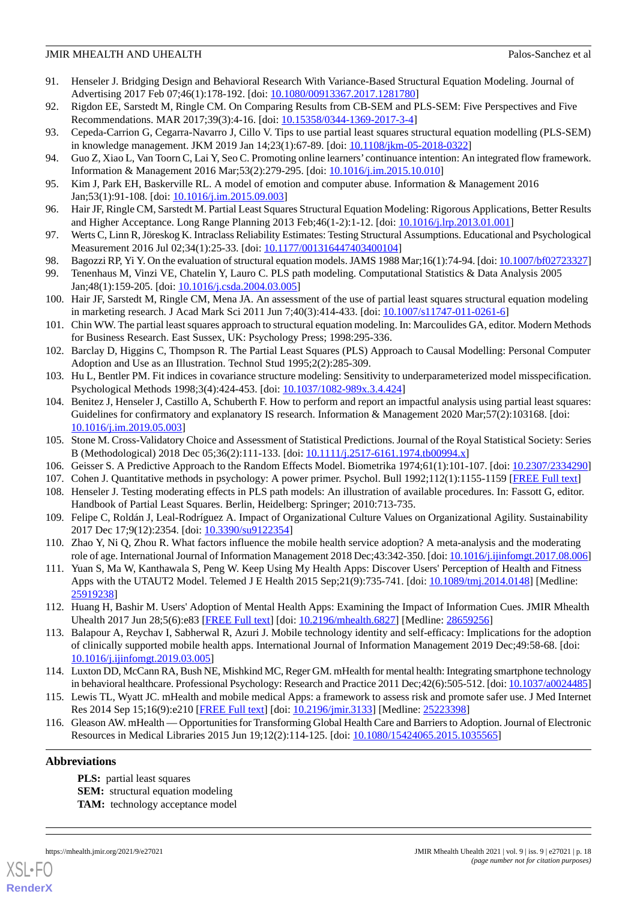91. Henseler J. Bridging Design and Behavioral Research With Variance-Based Structural Equation Modeling. Journal of Advertising 2017 Feb 07;46(1):178-192. [doi: 10.1080/00913367.2017.1281780]
92. Rigdon EE, Sarstedt M, Ringle CM. On Comparing Results from CB-SEM and PLS-SEM: Five Perspectives and Five Recommendations. MAR 2017;39(3):4-16. [doi: 10.15358/0344-1369-2017-3-4]
93. Cepeda-Carrion G, Cegarra-Navarro J, Cillo V. Tips to use partial least squares structural equation modelling (PLS-SEM) in knowledge management. JKM 2019 Jan 14;23(1):67-89. [doi: 10.1108/jkm-05-2018-0322]
94. Guo Z, Xiao L, Van Toorn C, Lai Y, Seo C. Promoting online learners' continuance intention: An integrated flow framework. Information & Management 2016 Mar;53(2):279-295. [doi: 10.1016/j.im.2015.10.010]
95. Kim J, Park EH, Baskerville RL. A model of emotion and computer abuse. Information & Management 2016 Jan;53(1):91-108. [doi: 10.1016/j.im.2015.09.003]
96. Hair JF, Ringle CM, Sarstedt M. Partial Least Squares Structural Equation Modeling: Rigorous Applications, Better Results and Higher Acceptance. Long Range Planning 2013 Feb;46(1-2):1-12. [doi: 10.1016/j.lrp.2013.01.001]
97. Werts C, Linn R, Jöreskog K. Intraclass Reliability Estimates: Testing Structural Assumptions. Educational and Psychological Measurement 2016 Jul 02;34(1):25-33. [doi: 10.1177/001316447403400104]
98. Bagozzi RP, Yi Y. On the evaluation of structural equation models. JAMS 1988 Mar;16(1):74-94. [doi: 10.1007/bf02723327]
99. Tenenhaus M, Vinzi VE, Chatelin Y, Lauro C. PLS path modeling. Computational Statistics & Data Analysis 2005 Jan;48(1):159-205. [doi: 10.1016/j.csda.2004.03.005]
100. Hair JF, Sarstedt M, Ringle CM, Mena JA. An assessment of the use of partial least squares structural equation modeling in marketing research. J Acad Mark Sci 2011 Jun 7;40(3):414-433. [doi: 10.1007/s11747-011-0261-6]
101. Chin WW. The partial least squares approach to structural equation modeling. In: Marcoulides GA, editor. Modern Methods for Business Research. East Sussex, UK: Psychology Press; 1998:295-336.
102. Barclay D, Higgins C, Thompson R. The Partial Least Squares (PLS) Approach to Causal Modelling: Personal Computer Adoption and Use as an Illustration. Technol Stud 1995;2(2):285-309.
103. Hu L, Bentler PM. Fit indices in covariance structure modeling: Sensitivity to underparameterized model misspecification. Psychological Methods 1998;3(4):424-453. [doi: 10.1037/1082-989x.3.4.424]
104. Benitez J, Henseler J, Castillo A, Schuberth F. How to perform and report an impactful analysis using partial least squares: Guidelines for confirmatory and explanatory IS research. Information & Management 2020 Mar;57(2):103168. [doi: 10.1016/j.im.2019.05.003]
105. Stone M. Cross-Validatory Choice and Assessment of Statistical Predictions. Journal of the Royal Statistical Society: Series B (Methodological) 2018 Dec 05;36(2):111-133. [doi: 10.1111/j.2517-6161.1974.tb00994.x]
106. Geisser S. A Predictive Approach to the Random Effects Model. Biometrika 1974;61(1):101-107. [doi: 10.2307/2334290]
107. Cohen J. Quantitative methods in psychology: A power primer. Psychol. Bull 1992;112(1):1155-1159 [FREE Full text]
108. Henseler J. Testing moderating effects in PLS path models: An illustration of available procedures. In: Fassott G, editor. Handbook of Partial Least Squares. Berlin, Heidelberg: Springer; 2010:713-735.
109. Felipe C, Roldán J, Leal-Rodríguez A. Impact of Organizational Culture Values on Organizational Agility. Sustainability 2017 Dec 17;9(12):2354. [doi: 10.3390/su9122354]
110. Zhao Y, Ni Q, Zhou R. What factors influence the mobile health service adoption? A meta-analysis and the moderating role of age. International Journal of Information Management 2018 Dec;43:342-350. [doi: 10.1016/j.ijinfomgt.2017.08.006]
111. Yuan S, Ma W, Kanthawala S, Peng W. Keep Using My Health Apps: Discover Users' Perception of Health and Fitness Apps with the UTAUT2 Model. Telemed J E Health 2015 Sep;21(9):735-741. [doi: 10.1089/tmj.2014.0148] [Medline: 25919238]
112. Huang H, Bashir M. Users' Adoption of Mental Health Apps: Examining the Impact of Information Cues. JMIR Mhealth Uhealth 2017 Jun 28;5(6):e83 [FREE Full text] [doi: 10.2196/mhealth.6827] [Medline: 28659256]
113. Balapour A, Reychav I, Sabherwal R, Azuri J. Mobile technology identity and self-efficacy: Implications for the adoption of clinically supported mobile health apps. International Journal of Information Management 2019 Dec;49:58-68. [doi: 10.1016/j.ijinfomgt.2019.03.005]
114. Luxton DD, McCann RA, Bush NE, Mishkind MC, Reger GM. mHealth for mental health: Integrating smartphone technology in behavioral healthcare. Professional Psychology: Research and Practice 2011 Dec;42(6):505-512. [doi: 10.1037/a0024485]
115. Lewis TL, Wyatt JC. mHealth and mobile medical Apps: a framework to assess risk and promote safer use. J Med Internet Res 2014 Sep 15;16(9):e210 [FREE Full text] [doi: 10.2196/jmir.3133] [Medline: 25223398]
116. Gleason AW. mHealth — Opportunities for Transforming Global Health Care and Barriers to Adoption. Journal of Electronic Resources in Medical Libraries 2015 Jun 19;12(2):114-125. [doi: 10.1080/15424065.2015.1035565]

## Abbreviations

**PLS:** partial least squares
**SEM:** structural equation modeling
**TAM:** technology acceptance model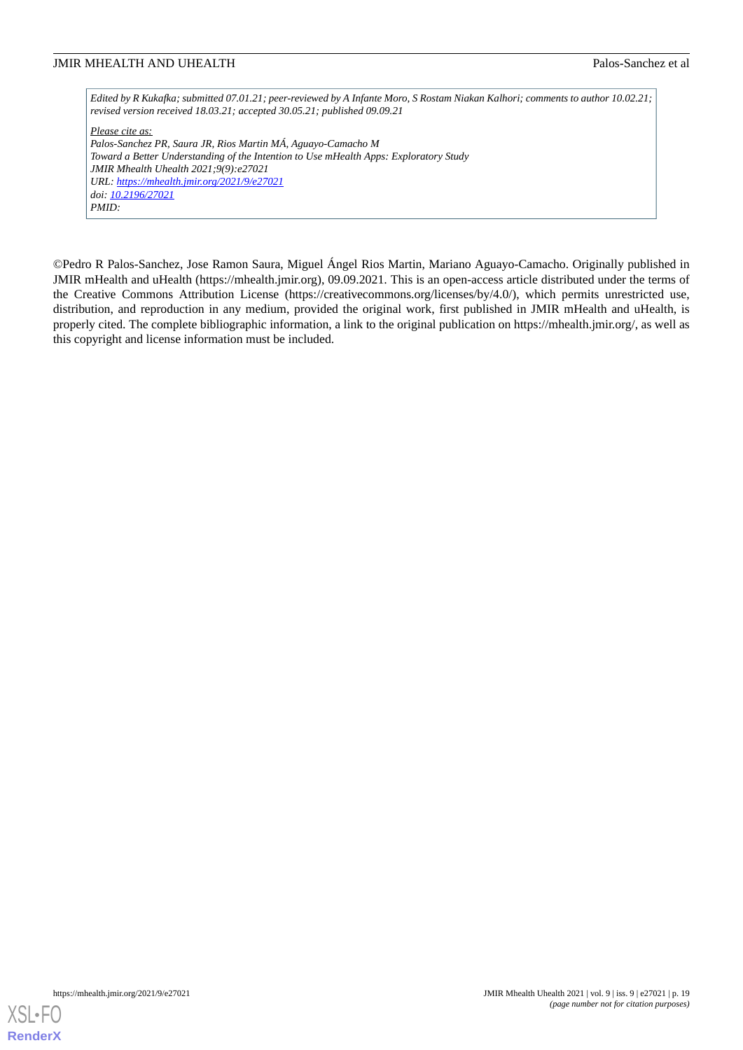*Edited by R Kukafka; submitted 07.01.21; peer-reviewed by A Infante Moro, S Rostam Niakan Kalhori; comments to author 10.02.21; revised version received 18.03.21; accepted 30.05.21; published 09.09.21*

*Please cite as:*
*Palos-Sanchez PR, Saura JR, Rios Martin MÁ, Aguayo-Camacho M*
*Toward a Better Understanding of the Intention to Use mHealth Apps: Exploratory Study*
*JMIR Mhealth Uhealth 2021;9(9):e27021*
*URL: https://mhealth.jmir.org/2021/9/e27021*
*doi: 10.2196/27021*
*PMID:*

©Pedro R Palos-Sanchez, Jose Ramon Saura, Miguel Ángel Rios Martin, Mariano Aguayo-Camacho. Originally published in JMIR mHealth and uHealth (https://mhealth.jmir.org), 09.09.2021. This is an open-access article distributed under the terms of the Creative Commons Attribution License (https://creativecommons.org/licenses/by/4.0/), which permits unrestricted use, distribution, and reproduction in any medium, provided the original work, first published in JMIR mHealth and uHealth, is properly cited. The complete bibliographic information, a link to the original publication on https://mhealth.jmir.org/, as well as this copyright and license information must be included.